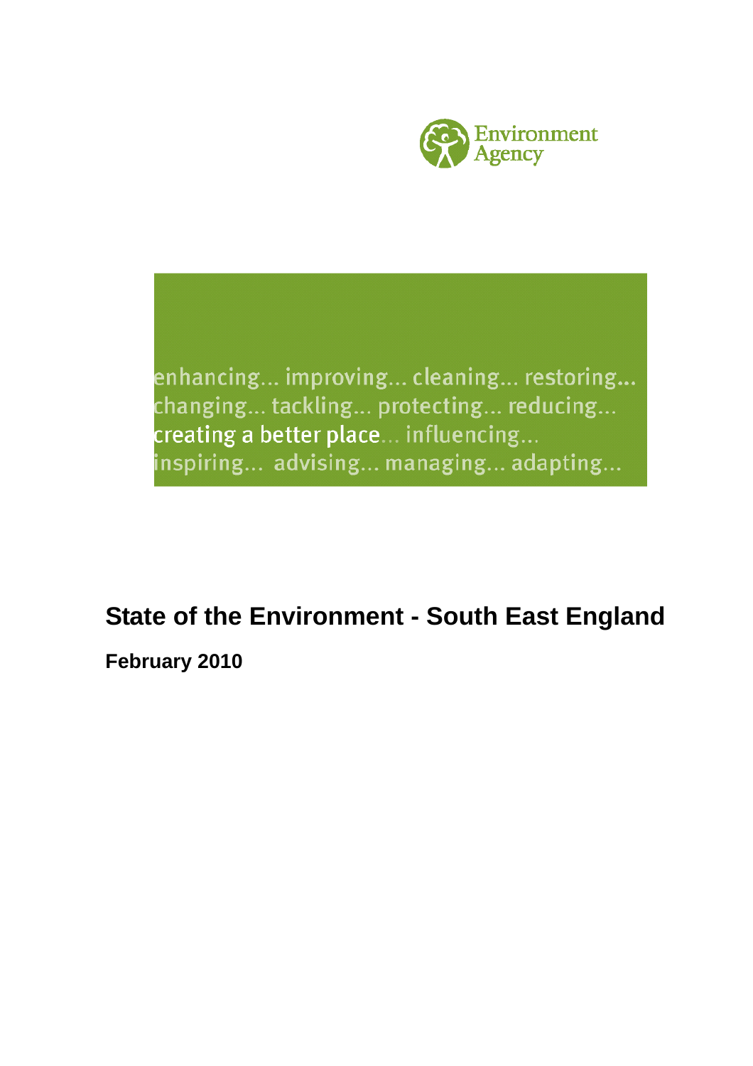Environment Agency

enhancing... improving... cleaning... restoring...
changing... tackling... protecting... reducing...
creating a better place... influencing...
inspiring... advising... managing... adapting...

# State of the Environment - South East England

**February 2010**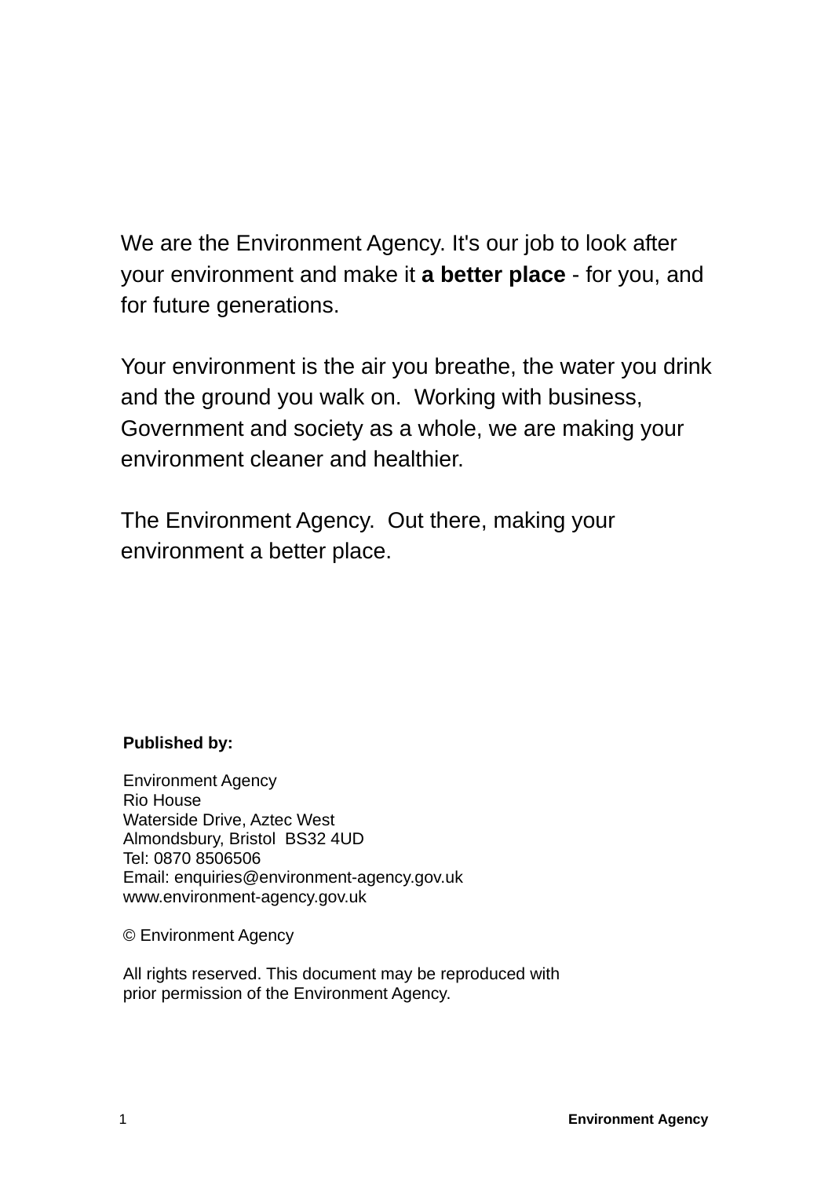We are the Environment Agency. It's our job to look after your environment and make it **a better place** - for you, and for future generations.

Your environment is the air you breathe, the water you drink and the ground you walk on. Working with business, Government and society as a whole, we are making your environment cleaner and healthier.

The Environment Agency. Out there, making your environment a better place.

**Published by:**

Environment Agency
Rio House
Waterside Drive, Aztec West
Almondsbury, Bristol BS32 4UD
Tel: 0870 8506506
Email: enquiries@environment-agency.gov.uk
www.environment-agency.gov.uk

© Environment Agency

All rights reserved. This document may be reproduced with prior permission of the Environment Agency.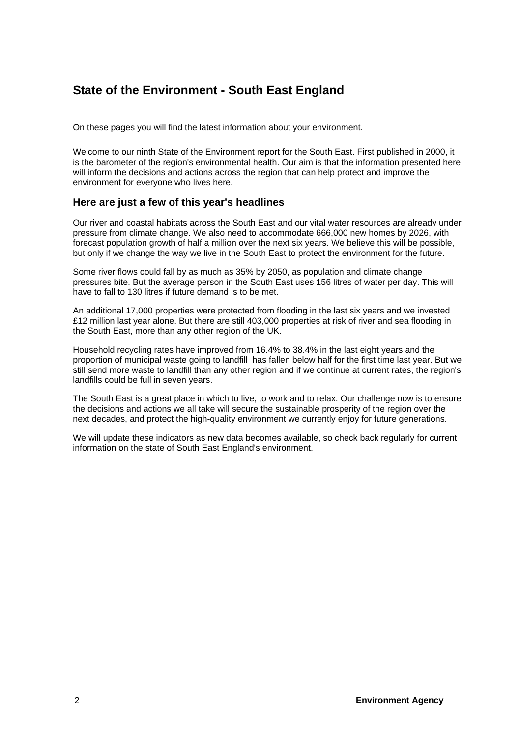# State of the Environment - South East England

On these pages you will find the latest information about your environment.

Welcome to our ninth State of the Environment report for the South East. First published in 2000, it is the barometer of the region's environmental health. Our aim is that the information presented here will inform the decisions and actions across the region that can help protect and improve the environment for everyone who lives here.

## Here are just a few of this year's headlines

Our river and coastal habitats across the South East and our vital water resources are already under pressure from climate change. We also need to accommodate 666,000 new homes by 2026, with forecast population growth of half a million over the next six years. We believe this will be possible, but only if we change the way we live in the South East to protect the environment for the future.

Some river flows could fall by as much as 35% by 2050, as population and climate change pressures bite. But the average person in the South East uses 156 litres of water per day. This will have to fall to 130 litres if future demand is to be met.

An additional 17,000 properties were protected from flooding in the last six years and we invested £12 million last year alone. But there are still 403,000 properties at risk of river and sea flooding in the South East, more than any other region of the UK.

Household recycling rates have improved from 16.4% to 38.4% in the last eight years and the proportion of municipal waste going to landfill has fallen below half for the first time last year. But we still send more waste to landfill than any other region and if we continue at current rates, the region's landfills could be full in seven years.

The South East is a great place in which to live, to work and to relax. Our challenge now is to ensure the decisions and actions we all take will secure the sustainable prosperity of the region over the next decades, and protect the high-quality environment we currently enjoy for future generations.

We will update these indicators as new data becomes available, so check back regularly for current information on the state of South East England's environment.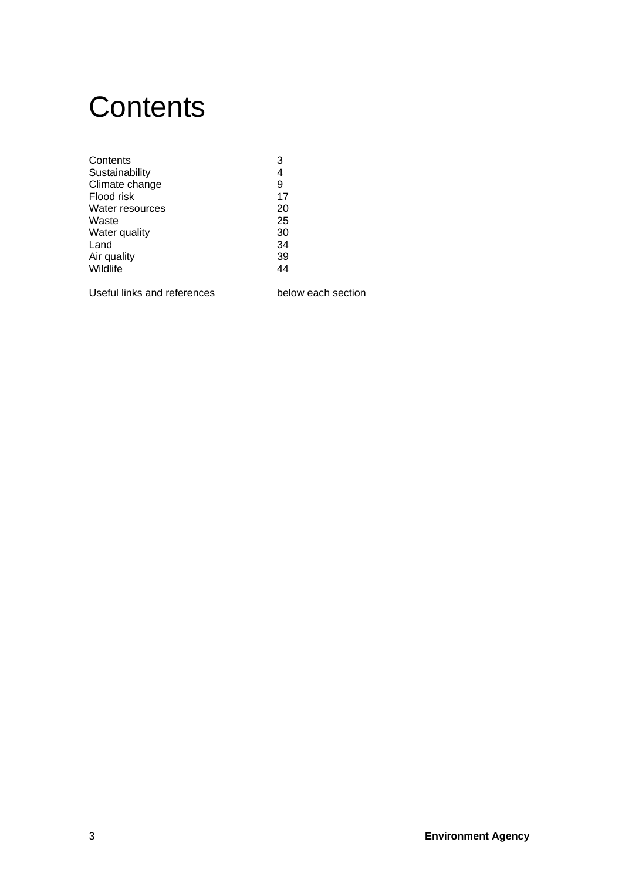# Contents

| | |
|---|---|
| Contents | 3 |
| Sustainability | 4 |
| Climate change | 9 |
| Flood risk | 17 |
| Water resources | 20 |
| Waste | 25 |
| Water quality | 30 |
| Land | 34 |
| Air quality | 39 |
| Wildlife | 44 |
| | |
| Useful links and references | below each section |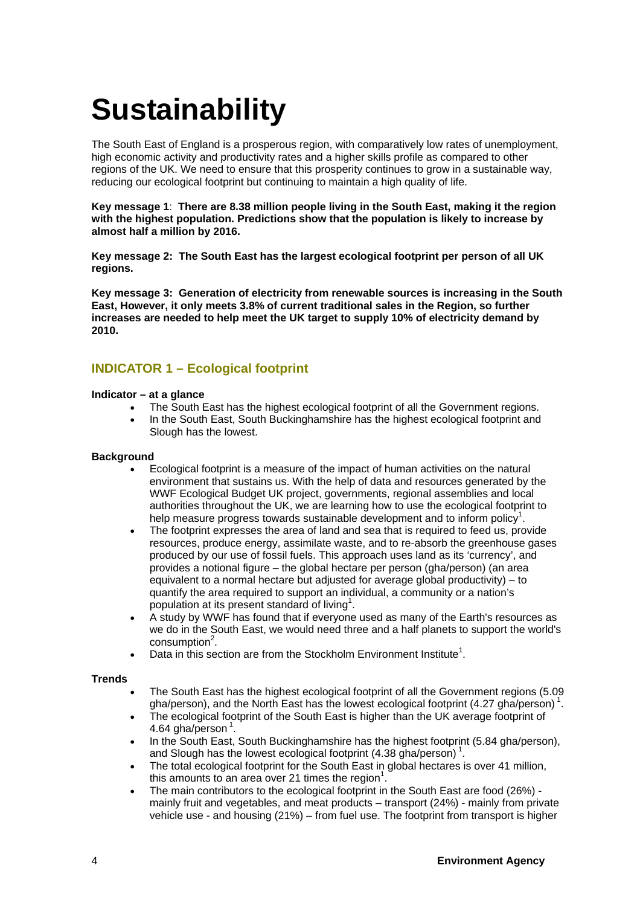# Sustainability

The South East of England is a prosperous region, with comparatively low rates of unemployment, high economic activity and productivity rates and a higher skills profile as compared to other regions of the UK. We need to ensure that this prosperity continues to grow in a sustainable way, reducing our ecological footprint but continuing to maintain a high quality of life.

**Key message 1**: **There are 8.38 million people living in the South East, making it the region with the highest population. Predictions show that the population is likely to increase by almost half a million by 2016.**

**Key message 2: The South East has the largest ecological footprint per person of all UK regions.**

**Key message 3: Generation of electricity from renewable sources is increasing in the South East, However, it only meets 3.8% of current traditional sales in the Region, so further increases are needed to help meet the UK target to supply 10% of electricity demand by 2010.**

## INDICATOR 1 – Ecological footprint

**Indicator – at a glance**

- The South East has the highest ecological footprint of all the Government regions.
- In the South East, South Buckinghamshire has the highest ecological footprint and Slough has the lowest.

**Background**

- Ecological footprint is a measure of the impact of human activities on the natural environment that sustains us. With the help of data and resources generated by the WWF Ecological Budget UK project, governments, regional assemblies and local authorities throughout the UK, we are learning how to use the ecological footprint to help measure progress towards sustainable development and to inform policy[1].
- The footprint expresses the area of land and sea that is required to feed us, provide resources, produce energy, assimilate waste, and to re-absorb the greenhouse gases produced by our use of fossil fuels. This approach uses land as its 'currency', and provides a notional figure – the global hectare per person (gha/person) (an area equivalent to a normal hectare but adjusted for average global productivity) – to quantify the area required to support an individual, a community or a nation's population at its present standard of living[1].
- A study by WWF has found that if everyone used as many of the Earth's resources as we do in the South East, we would need three and a half planets to support the world's consumption[2].
- Data in this section are from the Stockholm Environment Institute[1].

**Trends**

- The South East has the highest ecological footprint of all the Government regions (5.09 gha/person), and the North East has the lowest ecological footprint (4.27 gha/person)[1].
- The ecological footprint of the South East is higher than the UK average footprint of 4.64 gha/person[1].
- In the South East, South Buckinghamshire has the highest footprint (5.84 gha/person), and Slough has the lowest ecological footprint (4.38 gha/person)[1].
- The total ecological footprint for the South East in global hectares is over 41 million, this amounts to an area over 21 times the region[1].
- The main contributors to the ecological footprint in the South East are food (26%) - mainly fruit and vegetables, and meat products – transport (24%) - mainly from private vehicle use - and housing (21%) – from fuel use. The footprint from transport is higher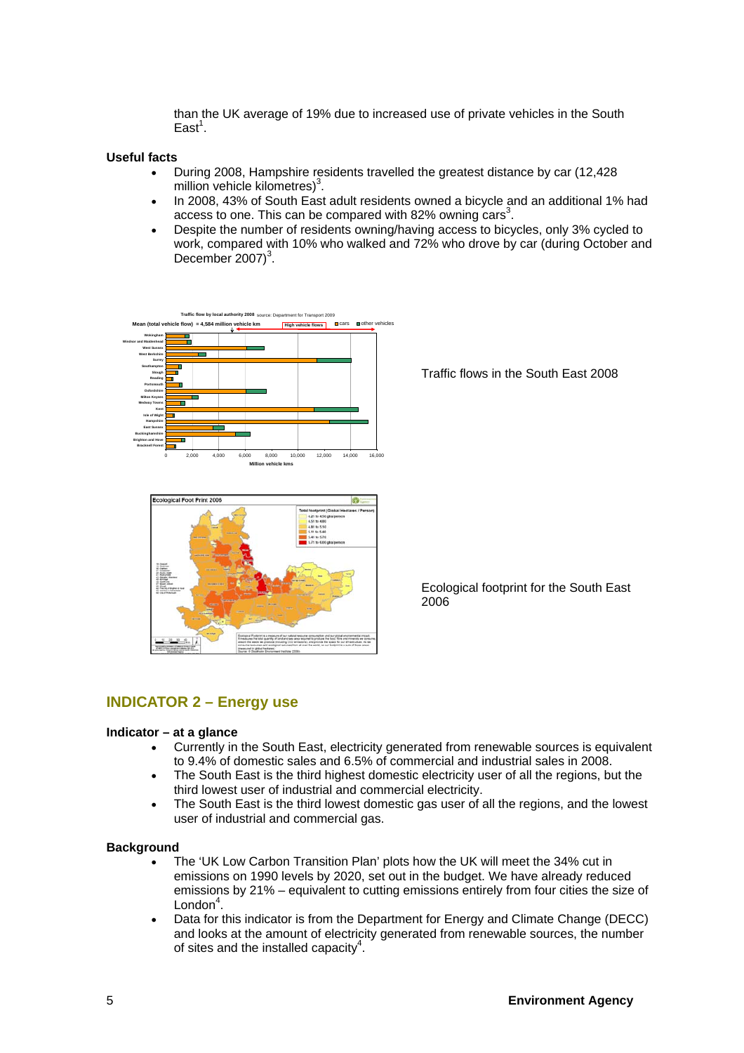than the UK average of 19% due to increased use of private vehicles in the South East[1].

**Useful facts**

- During 2008, Hampshire residents travelled the greatest distance by car (12,428 million vehicle kilometres)[3].
- In 2008, 43% of South East adult residents owned a bicycle and an additional 1% had access to one. This can be compared with 82% owning cars[3].
- Despite the number of residents owning/having access to bicycles, only 3% cycled to work, compared with 10% who walked and 72% who drove by car (during October and December 2007)[3].

Traffic flows in the South East 2008

Ecological footprint for the South East 2006

## INDICATOR 2 – Energy use

**Indicator – at a glance**

- Currently in the South East, electricity generated from renewable sources is equivalent to 9.4% of domestic sales and 6.5% of commercial and industrial sales in 2008.
- The South East is the third highest domestic electricity user of all the regions, but the third lowest user of industrial and commercial electricity.
- The South East is the third lowest domestic gas user of all the regions, and the lowest user of industrial and commercial gas.

**Background**

- The 'UK Low Carbon Transition Plan' plots how the UK will meet the 34% cut in emissions on 1990 levels by 2020, set out in the budget. We have already reduced emissions by 21% – equivalent to cutting emissions entirely from four cities the size of London[4].
- Data for this indicator is from the Department for Energy and Climate Change (DECC) and looks at the amount of electricity generated from renewable sources, the number of sites and the installed capacity[4].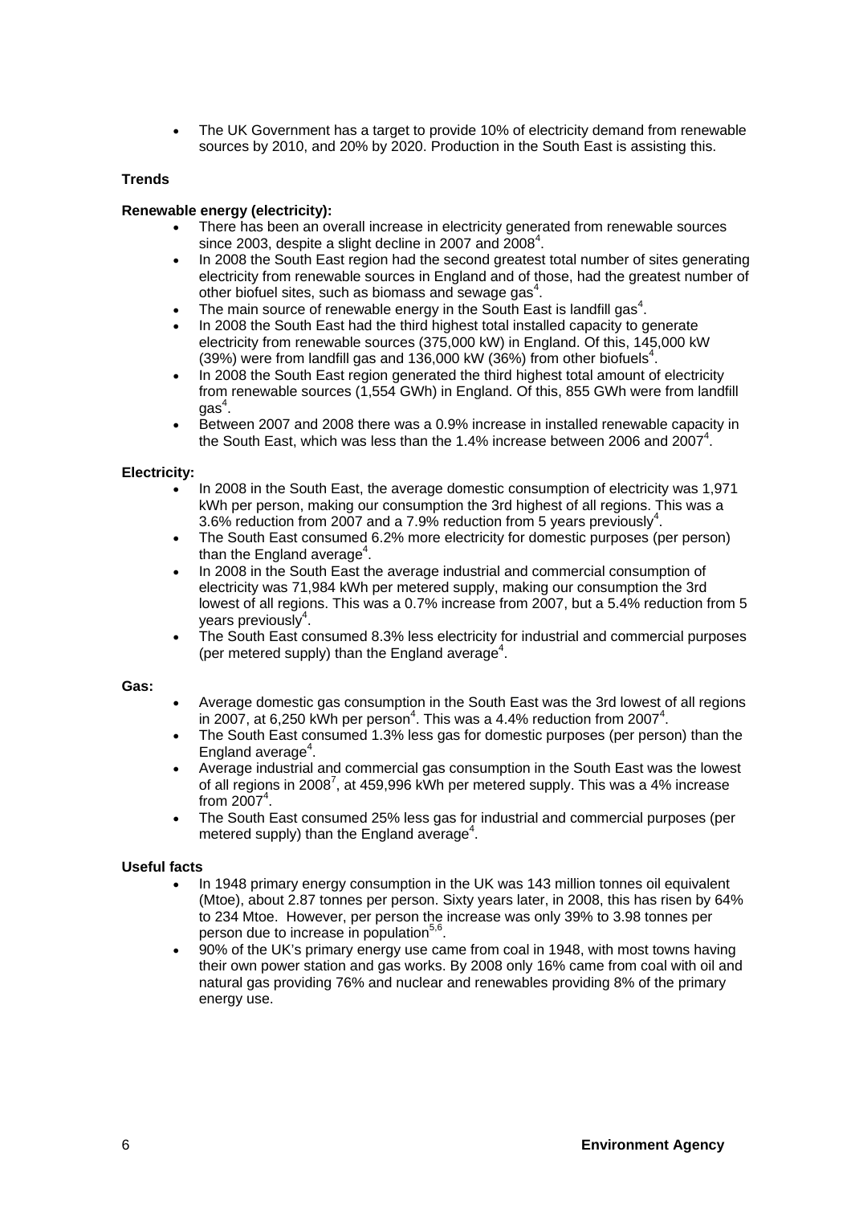- The UK Government has a target to provide 10% of electricity demand from renewable sources by 2010, and 20% by 2020. Production in the South East is assisting this.

**Trends**

**Renewable energy (electricity):**

- There has been an overall increase in electricity generated from renewable sources since 2003, despite a slight decline in 2007 and 2008[4].
- In 2008 the South East region had the second greatest total number of sites generating electricity from renewable sources in England and of those, had the greatest number of other biofuel sites, such as biomass and sewage gas[4].
- The main source of renewable energy in the South East is landfill gas[4].
- In 2008 the South East had the third highest total installed capacity to generate electricity from renewable sources (375,000 kW) in England. Of this, 145,000 kW (39%) were from landfill gas and 136,000 kW (36%) from other biofuels[4].
- In 2008 the South East region generated the third highest total amount of electricity from renewable sources (1,554 GWh) in England. Of this, 855 GWh were from landfill gas[4].
- Between 2007 and 2008 there was a 0.9% increase in installed renewable capacity in the South East, which was less than the 1.4% increase between 2006 and 2007[4].

**Electricity:**

- In 2008 in the South East, the average domestic consumption of electricity was 1,971 kWh per person, making our consumption the 3rd highest of all regions. This was a 3.6% reduction from 2007 and a 7.9% reduction from 5 years previously[4].
- The South East consumed 6.2% more electricity for domestic purposes (per person) than the England average[4].
- In 2008 in the South East the average industrial and commercial consumption of electricity was 71,984 kWh per metered supply, making our consumption the 3rd lowest of all regions. This was a 0.7% increase from 2007, but a 5.4% reduction from 5 years previously[4].
- The South East consumed 8.3% less electricity for industrial and commercial purposes (per metered supply) than the England average[4].

**Gas:**

- Average domestic gas consumption in the South East was the 3rd lowest of all regions in 2007, at 6,250 kWh per person[4]. This was a 4.4% reduction from 2007[4].
- The South East consumed 1.3% less gas for domestic purposes (per person) than the England average[4].
- Average industrial and commercial gas consumption in the South East was the lowest of all regions in 2008[7], at 459,996 kWh per metered supply. This was a 4% increase from 2007[4].
- The South East consumed 25% less gas for industrial and commercial purposes (per metered supply) than the England average[4].

**Useful facts**

- In 1948 primary energy consumption in the UK was 143 million tonnes oil equivalent (Mtoe), about 2.87 tonnes per person. Sixty years later, in 2008, this has risen by 64% to 234 Mtoe. However, per person the increase was only 39% to 3.98 tonnes per person due to increase in population[5,6].
- 90% of the UK's primary energy use came from coal in 1948, with most towns having their own power station and gas works. By 2008 only 16% came from coal with oil and natural gas providing 76% and nuclear and renewables providing 8% of the primary energy use.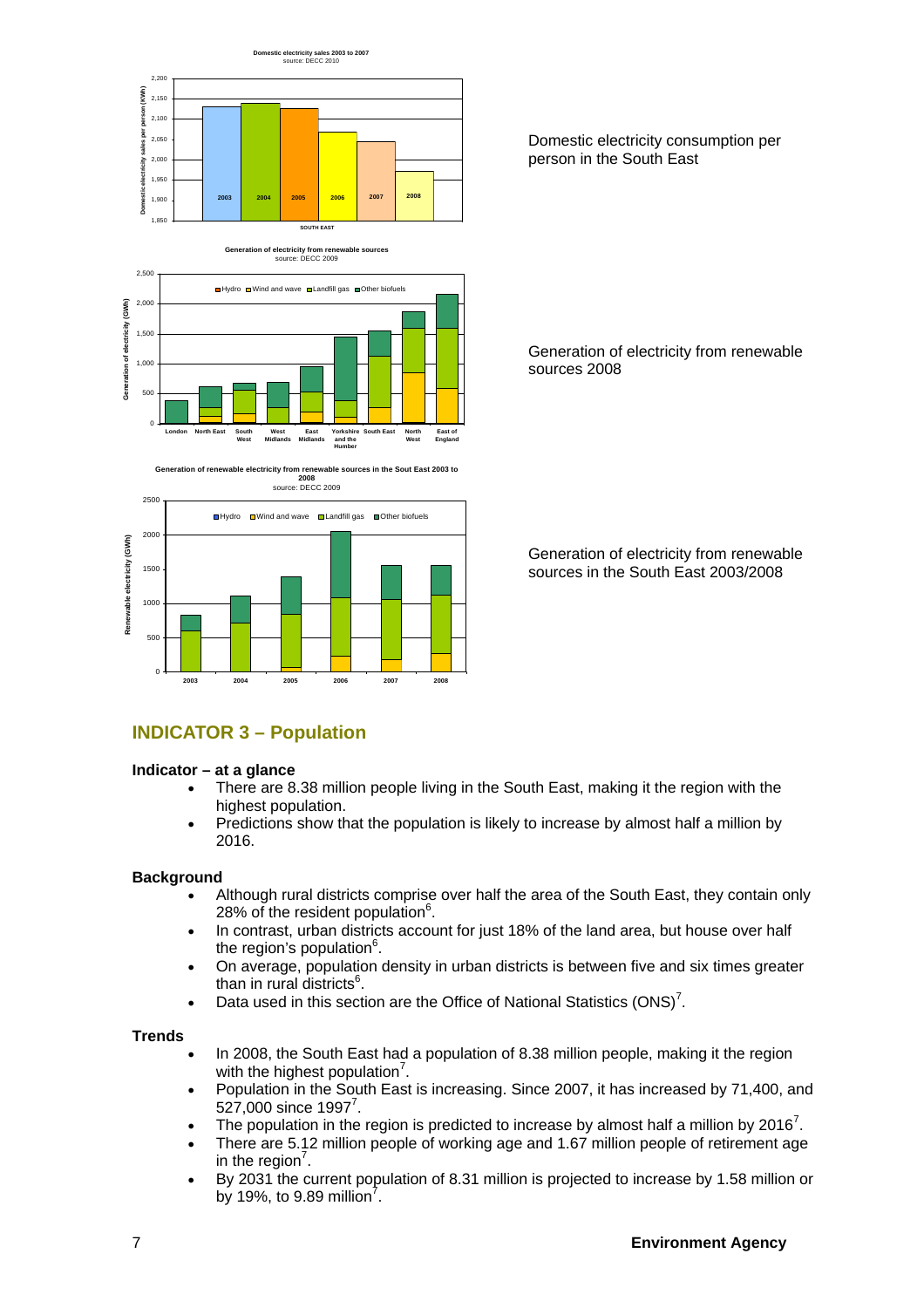Domestic electricity consumption per person in the South East

Generation of electricity from renewable sources 2008

Generation of electricity from renewable sources in the South East 2003/2008

## INDICATOR 3 – Population

### Indicator – at a glance

- There are 8.38 million people living in the South East, making it the region with the highest population.
- Predictions show that the population is likely to increase by almost half a million by 2016.

### Background

- Although rural districts comprise over half the area of the South East, they contain only 28% of the resident population[6].
- In contrast, urban districts account for just 18% of the land area, but house over half the region's population[6].
- On average, population density in urban districts is between five and six times greater than in rural districts[6].
- Data used in this section are the Office of National Statistics (ONS)[7].

### Trends

- In 2008, the South East had a population of 8.38 million people, making it the region with the highest population[7].
- Population in the South East is increasing. Since 2007, it has increased by 71,400, and 527,000 since 1997[7].
- The population in the region is predicted to increase by almost half a million by 2016[7].
- There are 5.12 million people of working age and 1.67 million people of retirement age in the region[7].
- By 2031 the current population of 8.31 million is projected to increase by 1.58 million or by 19%, to 9.89 million[7].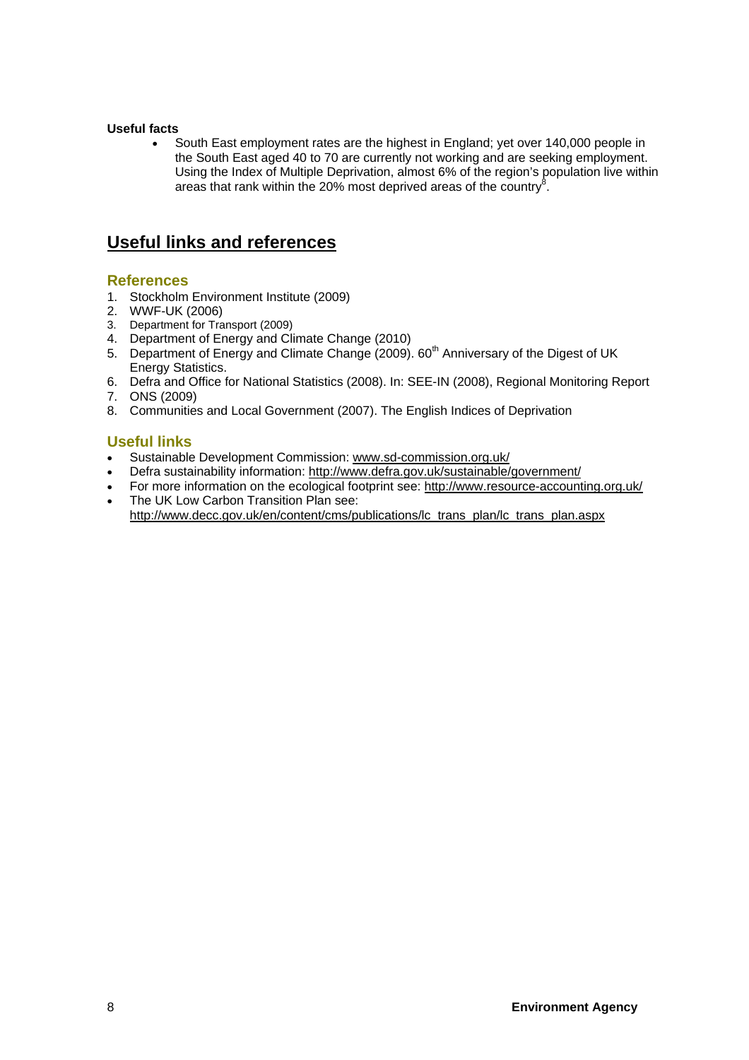**Useful facts**

- South East employment rates are the highest in England; yet over 140,000 people in the South East aged 40 to 70 are currently not working and are seeking employment. Using the Index of Multiple Deprivation, almost 6% of the region's population live within areas that rank within the 20% most deprived areas of the country[8].

# Useful links and references

## References

1. Stockholm Environment Institute (2009)
2. WWF-UK (2006)
3. Department for Transport (2009)
4. Department of Energy and Climate Change (2010)
5. Department of Energy and Climate Change (2009). 60th Anniversary of the Digest of UK Energy Statistics.
6. Defra and Office for National Statistics (2008). In: SEE-IN (2008), Regional Monitoring Report
7. ONS (2009)
8. Communities and Local Government (2007). The English Indices of Deprivation

## Useful links

- Sustainable Development Commission: www.sd-commission.org.uk/
- Defra sustainability information: http://www.defra.gov.uk/sustainable/government/
- For more information on the ecological footprint see: http://www.resource-accounting.org.uk/
- The UK Low Carbon Transition Plan see: http://www.decc.gov.uk/en/content/cms/publications/lc_trans_plan/lc_trans_plan.aspx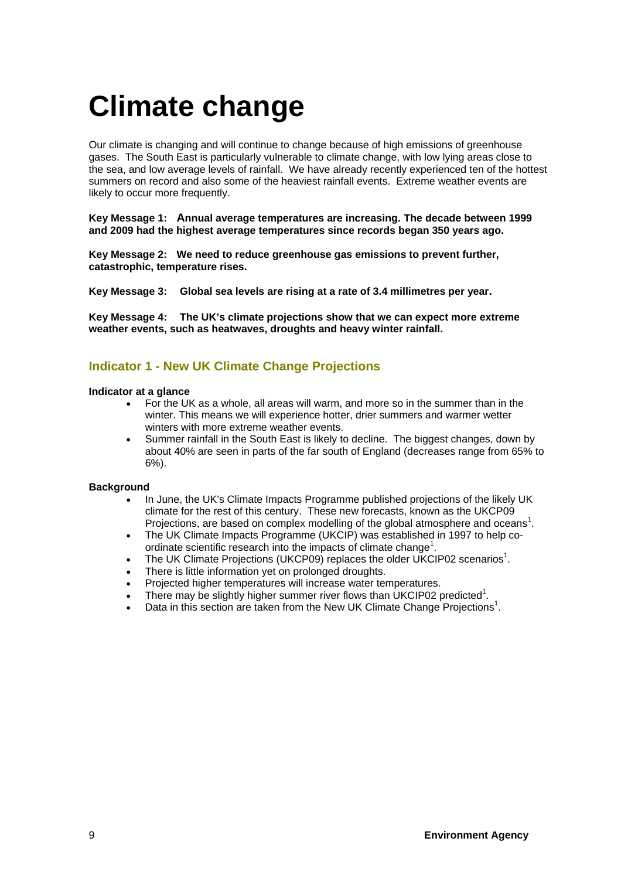# Climate change

Our climate is changing and will continue to change because of high emissions of greenhouse gases. The South East is particularly vulnerable to climate change, with low lying areas close to the sea, and low average levels of rainfall. We have already recently experienced ten of the hottest summers on record and also some of the heaviest rainfall events. Extreme weather events are likely to occur more frequently.

**Key Message 1: Annual average temperatures are increasing. The decade between 1999 and 2009 had the highest average temperatures since records began 350 years ago.**

**Key Message 2: We need to reduce greenhouse gas emissions to prevent further, catastrophic, temperature rises.**

**Key Message 3: Global sea levels are rising at a rate of 3.4 millimetres per year.**

**Key Message 4: The UK's climate projections show that we can expect more extreme weather events, such as heatwaves, droughts and heavy winter rainfall.**

## Indicator 1 - New UK Climate Change Projections

**Indicator at a glance**

- For the UK as a whole, all areas will warm, and more so in the summer than in the winter. This means we will experience hotter, drier summers and warmer wetter winters with more extreme weather events.
- Summer rainfall in the South East is likely to decline. The biggest changes, down by about 40% are seen in parts of the far south of England (decreases range from 65% to 6%).

**Background**

- In June, the UK's Climate Impacts Programme published projections of the likely UK climate for the rest of this century. These new forecasts, known as the UKCP09 Projections, are based on complex modelling of the global atmosphere and oceans[1].
- The UK Climate Impacts Programme (UKCIP) was established in 1997 to help co-ordinate scientific research into the impacts of climate change[1].
- The UK Climate Projections (UKCP09) replaces the older UKCIP02 scenarios[1].
- There is little information yet on prolonged droughts.
- Projected higher temperatures will increase water temperatures.
- There may be slightly higher summer river flows than UKCIP02 predicted[1].
- Data in this section are taken from the New UK Climate Change Projections[1].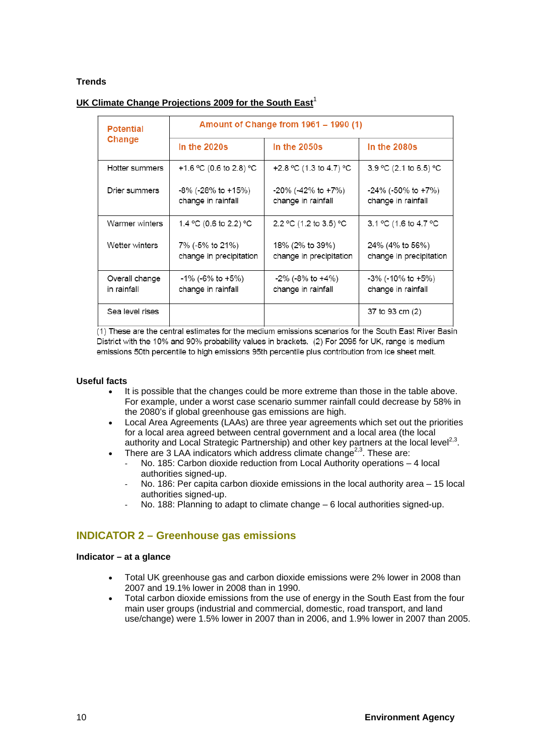**Trends**

**UK Climate Change Projections 2009 for the South East**[1]

| Potential Change | Amount of Change from 1961 – 1990 (1) | | |
|---|---|---|---|
| | In the 2020s | In the 2050s | In the 2080s |
| Hotter summers<br><br>Drier summers | +1.6 ºC (0.6 to 2.8) ºC<br><br>-8% (-28% to +15%) change in rainfall | +2.8 ºC (1.3 to 4.7) ºC<br><br>-20% (-42% to +7%) change in rainfall | 3.9 ºC (2.1 to 6.5) ºC<br><br>-24% (-50% to +7%) change in rainfall |
| Warmer winters<br><br>Wetter winters | 1.4 ºC (0.6 to 2.2) ºC<br><br>7% (-5% to 21%) change in precipitation | 2.2 ºC (1.2 to 3.5) ºC<br><br>18% (2% to 39%) change in precipitation | 3.1 ºC (1.6 to 4.7 ºC<br><br>24% (4% to 56%) change in precipitation |
| Overall change in rainfall | -1% (-6% to +5%) change in rainfall | -2% (-8% to +4%) change in rainfall | -3% (-10% to +5%) change in rainfall |
| Sea level rises | | | 37 to 93 cm (2) |

(1) These are the central estimates for the medium emissions scenarios for the South East River Basin District with the 10% and 90% probability values in brackets. (2) For 2095 for UK, range is medium emissions 50th percentile to high emissions 95th percentile plus contribution from ice sheet melt.

**Useful facts**

- It is possible that the changes could be more extreme than those in the table above. For example, under a worst case scenario summer rainfall could decrease by 58% in the 2080's if global greenhouse gas emissions are high.
- Local Area Agreements (LAAs) are three year agreements which set out the priorities for a local area agreed between central government and a local area (the local authority and Local Strategic Partnership) and other key partners at the local level[2,3].
- There are 3 LAA indicators which address climate change[2,3]. These are:
  - No. 185: Carbon dioxide reduction from Local Authority operations – 4 local authorities signed-up.
  - No. 186: Per capita carbon dioxide emissions in the local authority area – 15 local authorities signed-up.
  - No. 188: Planning to adapt to climate change – 6 local authorities signed-up.

## INDICATOR 2 – Greenhouse gas emissions

**Indicator – at a glance**

- Total UK greenhouse gas and carbon dioxide emissions were 2% lower in 2008 than 2007 and 19.1% lower in 2008 than in 1990.
- Total carbon dioxide emissions from the use of energy in the South East from the four main user groups (industrial and commercial, domestic, road transport, and land use/change) were 1.5% lower in 2007 than in 2006, and 1.9% lower in 2007 than 2005.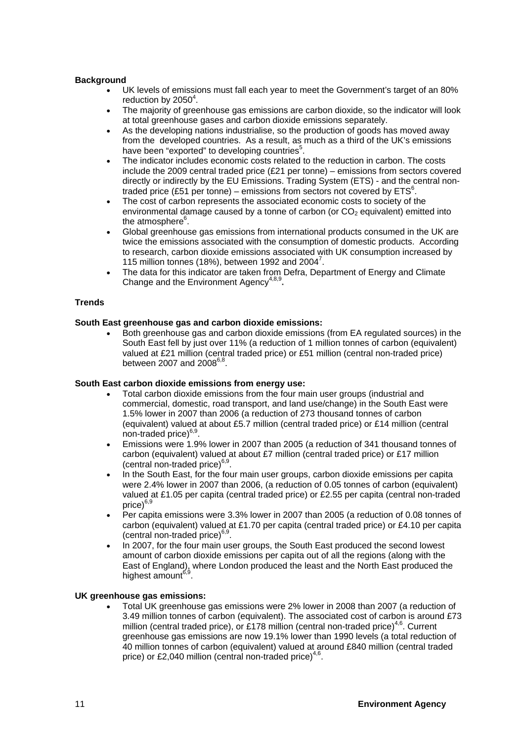**Background**

- UK levels of emissions must fall each year to meet the Government's target of an 80% reduction by 2050[4].
- The majority of greenhouse gas emissions are carbon dioxide, so the indicator will look at total greenhouse gases and carbon dioxide emissions separately.
- As the developing nations industrialise, so the production of goods has moved away from the developed countries. As a result, as much as a third of the UK's emissions have been "exported" to developing countries[5].
- The indicator includes economic costs related to the reduction in carbon. The costs include the 2009 central traded price (£21 per tonne) – emissions from sectors covered directly or indirectly by the EU Emissions. Trading System (ETS) - and the central non-traded price (£51 per tonne) – emissions from sectors not covered by ETS[6].
- The cost of carbon represents the associated economic costs to society of the environmental damage caused by a tonne of carbon (or $CO_2$ equivalent) emitted into the atmosphere[6].
- Global greenhouse gas emissions from international products consumed in the UK are twice the emissions associated with the consumption of domestic products. According to research, carbon dioxide emissions associated with UK consumption increased by 115 million tonnes (18%), between 1992 and 2004[7].
- The data for this indicator are taken from Defra, Department of Energy and Climate Change and the Environment Agency[4,8,9].

**Trends**

**South East greenhouse gas and carbon dioxide emissions:**

- Both greenhouse gas and carbon dioxide emissions (from EA regulated sources) in the South East fell by just over 11% (a reduction of 1 million tonnes of carbon (equivalent) valued at £21 million (central traded price) or £51 million (central non-traded price) between 2007 and 2008[6,8].

**South East carbon dioxide emissions from energy use:**

- Total carbon dioxide emissions from the four main user groups (industrial and commercial, domestic, road transport, and land use/change) in the South East were 1.5% lower in 2007 than 2006 (a reduction of 273 thousand tonnes of carbon (equivalent) valued at about £5.7 million (central traded price) or £14 million (central non-traded price)[6,9].
- Emissions were 1.9% lower in 2007 than 2005 (a reduction of 341 thousand tonnes of carbon (equivalent) valued at about £7 million (central traded price) or £17 million (central non-traded price)[6,9].
- In the South East, for the four main user groups, carbon dioxide emissions per capita were 2.4% lower in 2007 than 2006, (a reduction of 0.05 tonnes of carbon (equivalent) valued at £1.05 per capita (central traded price) or £2.55 per capita (central non-traded price)[6,9]
- Per capita emissions were 3.3% lower in 2007 than 2005 (a reduction of 0.08 tonnes of carbon (equivalent) valued at £1.70 per capita (central traded price) or £4.10 per capita (central non-traded price)[6,9].
- In 2007, for the four main user groups, the South East produced the second lowest amount of carbon dioxide emissions per capita out of all the regions (along with the East of England), where London produced the least and the North East produced the highest amount[6,9].

**UK greenhouse gas emissions:**

- Total UK greenhouse gas emissions were 2% lower in 2008 than 2007 (a reduction of 3.49 million tonnes of carbon (equivalent). The associated cost of carbon is around £73 million (central traded price), or £178 million (central non-traded price)[4,6]. Current greenhouse gas emissions are now 19.1% lower than 1990 levels (a total reduction of 40 million tonnes of carbon (equivalent) valued at around £840 million (central traded price) or £2,040 million (central non-traded price)[4,6].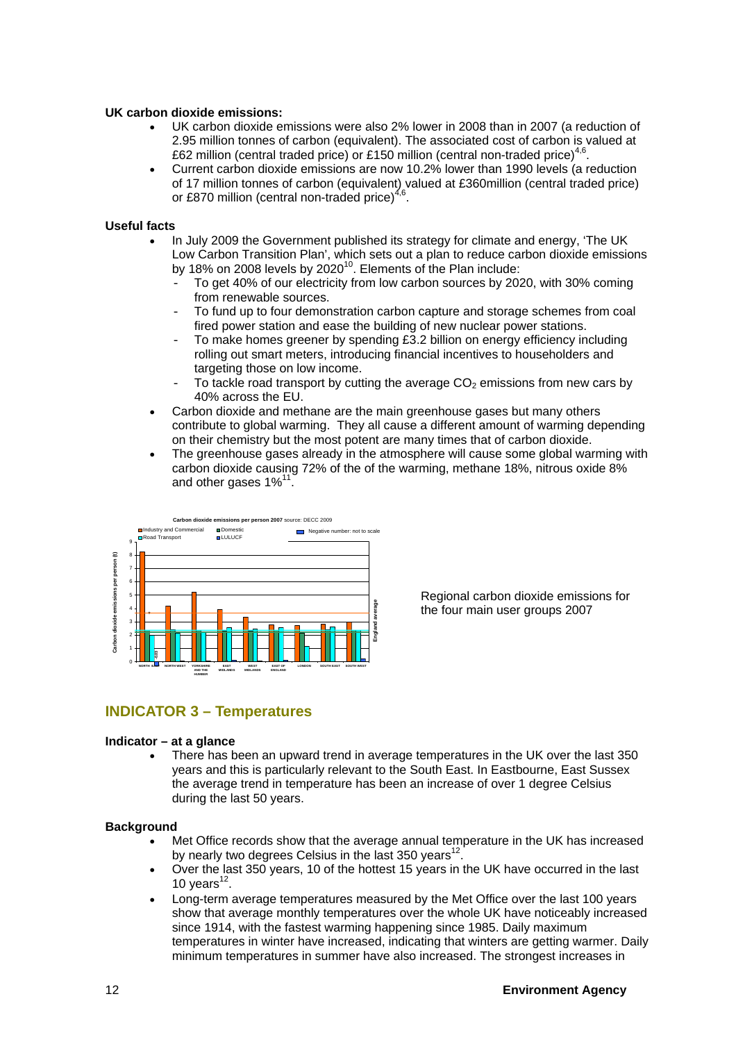**UK carbon dioxide emissions:**

- UK carbon dioxide emissions were also 2% lower in 2008 than in 2007 (a reduction of 2.95 million tonnes of carbon (equivalent). The associated cost of carbon is valued at £62 million (central traded price) or £150 million (central non-traded price)[4,6].
- Current carbon dioxide emissions are now 10.2% lower than 1990 levels (a reduction of 17 million tonnes of carbon (equivalent) valued at £360million (central traded price) or £870 million (central non-traded price)[4,6].

**Useful facts**

- In July 2009 the Government published its strategy for climate and energy, 'The UK Low Carbon Transition Plan', which sets out a plan to reduce carbon dioxide emissions by 18% on 2008 levels by 2020[10]. Elements of the Plan include:
  - To get 40% of our electricity from low carbon sources by 2020, with 30% coming from renewable sources.
  - To fund up to four demonstration carbon capture and storage schemes from coal fired power station and ease the building of new nuclear power stations.
  - To make homes greener by spending £3.2 billion on energy efficiency including rolling out smart meters, introducing financial incentives to householders and targeting those on low income.
  - To tackle road transport by cutting the average $CO_2$ emissions from new cars by 40% across the EU.
- Carbon dioxide and methane are the main greenhouse gases but many others contribute to global warming. They all cause a different amount of warming depending on their chemistry but the most potent are many times that of carbon dioxide.
- The greenhouse gases already in the atmosphere will cause some global warming with carbon dioxide causing 72% of the of the warming, methane 18%, nitrous oxide 8% and other gases 1%[11].

Regional carbon dioxide emissions for the four main user groups 2007

## INDICATOR 3 – Temperatures

**Indicator – at a glance**

- There has been an upward trend in average temperatures in the UK over the last 350 years and this is particularly relevant to the South East. In Eastbourne, East Sussex the average trend in temperature has been an increase of over 1 degree Celsius during the last 50 years.

**Background**

- Met Office records show that the average annual temperature in the UK has increased by nearly two degrees Celsius in the last 350 years[12].
- Over the last 350 years, 10 of the hottest 15 years in the UK have occurred in the last 10 years[12].
- Long-term average temperatures measured by the Met Office over the last 100 years show that average monthly temperatures over the whole UK have noticeably increased since 1914, with the fastest warming happening since 1985. Daily maximum temperatures in winter have increased, indicating that winters are getting warmer. Daily minimum temperatures in summer have also increased. The strongest increases in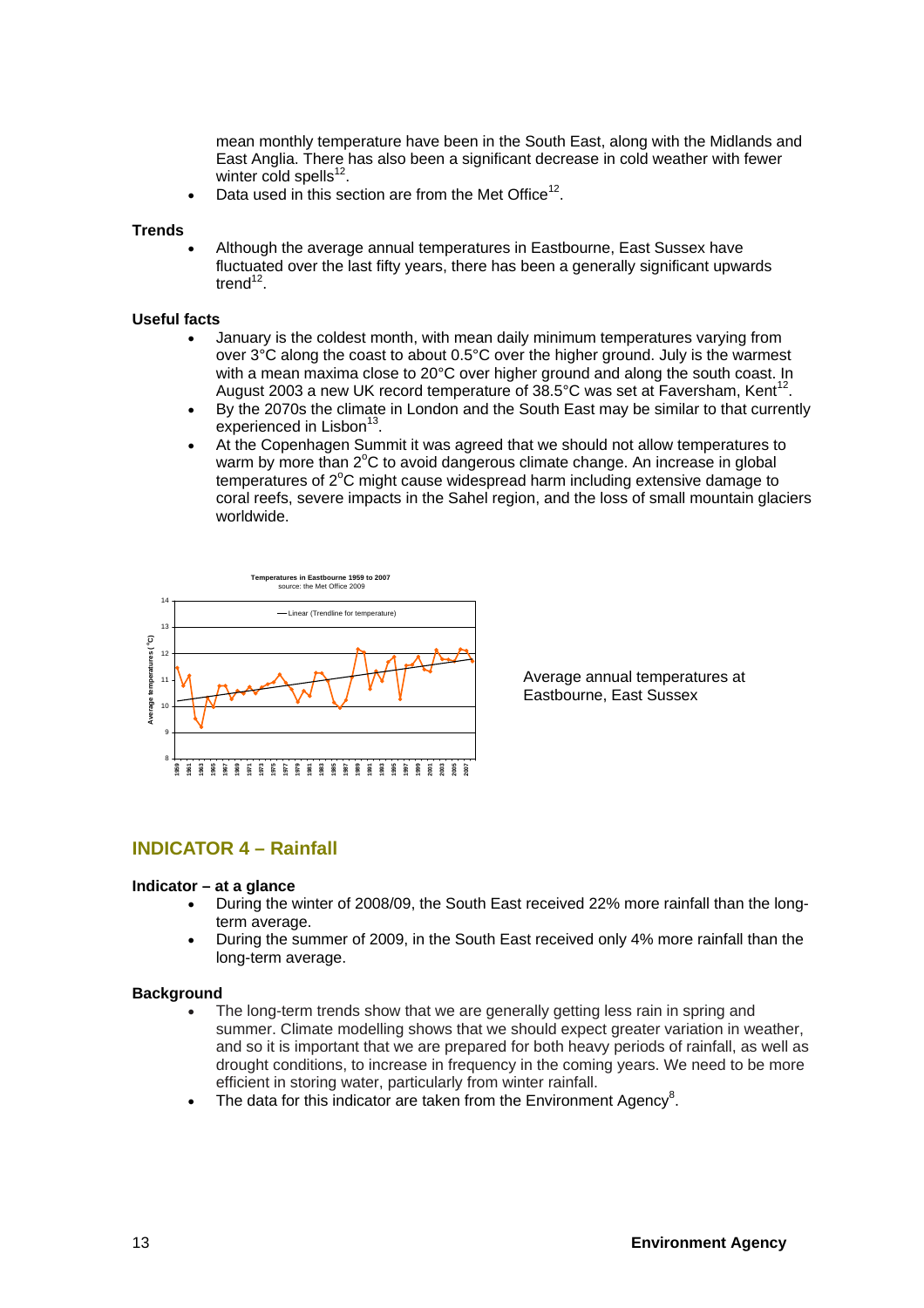mean monthly temperature have been in the South East, along with the Midlands and East Anglia. There has also been a significant decrease in cold weather with fewer winter cold spells[12].

- Data used in this section are from the Met Office[12].

**Trends**

- Although the average annual temperatures in Eastbourne, East Sussex have fluctuated over the last fifty years, there has been a generally significant upwards trend[12].

**Useful facts**

- January is the coldest month, with mean daily minimum temperatures varying from over 3°C along the coast to about 0.5°C over the higher ground. July is the warmest with a mean maxima close to 20°C over higher ground and along the south coast. In August 2003 a new UK record temperature of 38.5°C was set at Faversham, Kent[12].
- By the 2070s the climate in London and the South East may be similar to that currently experienced in Lisbon[13].
- At the Copenhagen Summit it was agreed that we should not allow temperatures to warm by more than 2°C to avoid dangerous climate change. An increase in global temperatures of 2°C might cause widespread harm including extensive damage to coral reefs, severe impacts in the Sahel region, and the loss of small mountain glaciers worldwide.

Average annual temperatures at Eastbourne, East Sussex

## INDICATOR 4 – Rainfall

**Indicator – at a glance**

- During the winter of 2008/09, the South East received 22% more rainfall than the long-term average.
- During the summer of 2009, in the South East received only 4% more rainfall than the long-term average.

**Background**

- The long-term trends show that we are generally getting less rain in spring and summer. Climate modelling shows that we should expect greater variation in weather, and so it is important that we are prepared for both heavy periods of rainfall, as well as drought conditions, to increase in frequency in the coming years. We need to be more efficient in storing water, particularly from winter rainfall.
- The data for this indicator are taken from the Environment Agency[8].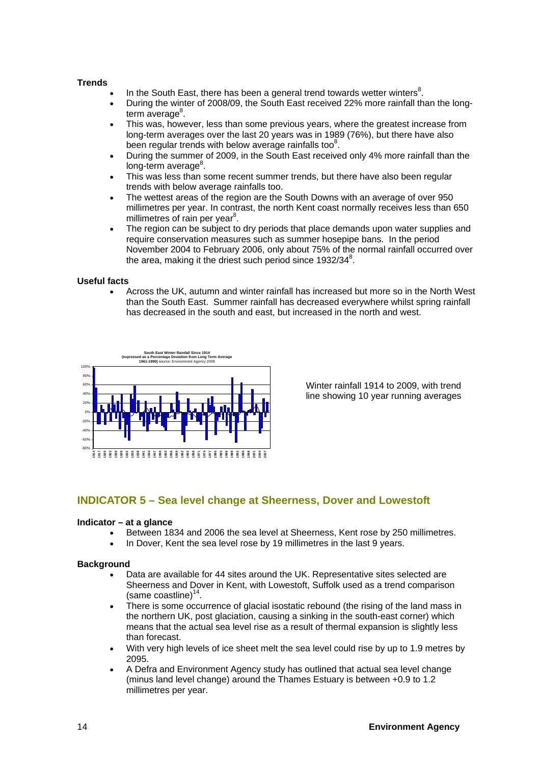**Trends**

- In the South East, there has been a general trend towards wetter winters[8].
- During the winter of 2008/09, the South East received 22% more rainfall than the long-term average[8].
- This was, however, less than some previous years, where the greatest increase from long-term averages over the last 20 years was in 1989 (76%), but there have also been regular trends with below average rainfalls too[8].
- During the summer of 2009, in the South East received only 4% more rainfall than the long-term average[8].
- This was less than some recent summer trends, but there have also been regular trends with below average rainfalls too.
- The wettest areas of the region are the South Downs with an average of over 950 millimetres per year. In contrast, the north Kent coast normally receives less than 650 millimetres of rain per year[8].
- The region can be subject to dry periods that place demands upon water supplies and require conservation measures such as summer hosepipe bans. In the period November 2004 to February 2006, only about 75% of the normal rainfall occurred over the area, making it the driest such period since 1932/34[8].

**Useful facts**

- Across the UK, autumn and winter rainfall has increased but more so in the North West than the South East. Summer rainfall has decreased everywhere whilst spring rainfall has decreased in the south and east, but increased in the north and west.

**South East Winter Rainfall Since 1914 (expressed as a Percentage Deviation from Long Term Average 1961-1990)** source: Environment Agency 2009

Winter rainfall 1914 to 2009, with trend line showing 10 year running averages

## INDICATOR 5 – Sea level change at Sheerness, Dover and Lowestoft

**Indicator – at a glance**

- Between 1834 and 2006 the sea level at Sheerness, Kent rose by 250 millimetres.
- In Dover, Kent the sea level rose by 19 millimetres in the last 9 years.

**Background**

- Data are available for 44 sites around the UK. Representative sites selected are Sheerness and Dover in Kent, with Lowestoft, Suffolk used as a trend comparison (same coastline)[14].
- There is some occurrence of glacial isostatic rebound (the rising of the land mass in the northern UK, post glaciation, causing a sinking in the south-east corner) which means that the actual sea level rise as a result of thermal expansion is slightly less than forecast.
- With very high levels of ice sheet melt the sea level could rise by up to 1.9 metres by 2095.
- A Defra and Environment Agency study has outlined that actual sea level change (minus land level change) around the Thames Estuary is between +0.9 to 1.2 millimetres per year.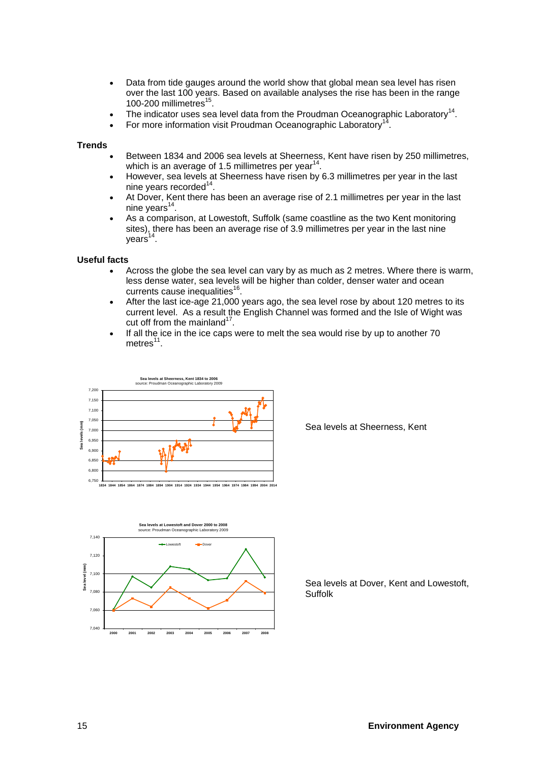- Data from tide gauges around the world show that global mean sea level has risen over the last 100 years. Based on available analyses the rise has been in the range 100-200 millimetres[15].
- The indicator uses sea level data from the Proudman Oceanographic Laboratory[14].
- For more information visit Proudman Oceanographic Laboratory[14].

**Trends**

- Between 1834 and 2006 sea levels at Sheerness, Kent have risen by 250 millimetres, which is an average of 1.5 millimetres per year[14].
- However, sea levels at Sheerness have risen by 6.3 millimetres per year in the last nine years recorded[14].
- At Dover, Kent there has been an average rise of 2.1 millimetres per year in the last nine years[14].
- As a comparison, at Lowestoft, Suffolk (same coastline as the two Kent monitoring sites), there has been an average rise of 3.9 millimetres per year in the last nine years[14].

**Useful facts**

- Across the globe the sea level can vary by as much as 2 metres. Where there is warm, less dense water, sea levels will be higher than colder, denser water and ocean currents cause inequalities[16].
- After the last ice-age 21,000 years ago, the sea level rose by about 120 metres to its current level. As a result the English Channel was formed and the Isle of Wight was cut off from the mainland[17].
- If all the ice in the ice caps were to melt the sea would rise by up to another 70 metres[11].

Sea levels at Sheerness, Kent

Sea levels at Dover, Kent and Lowestoft, Suffolk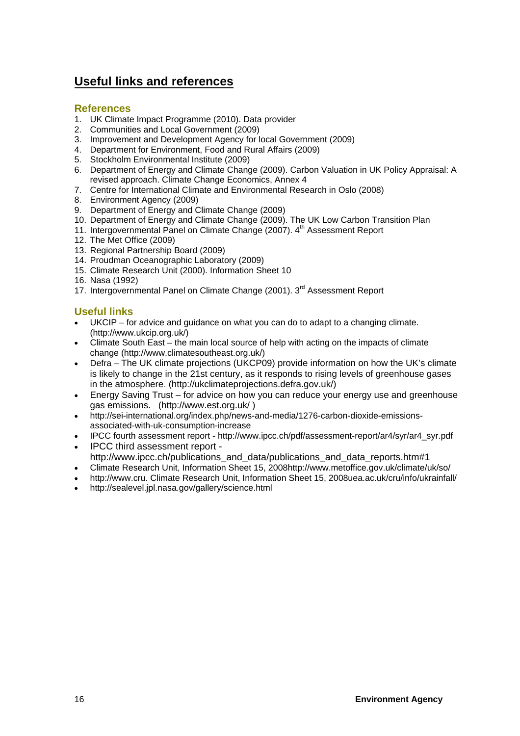# Useful links and references

## References

1. UK Climate Impact Programme (2010). Data provider
2. Communities and Local Government (2009)
3. Improvement and Development Agency for local Government (2009)
4. Department for Environment, Food and Rural Affairs (2009)
5. Stockholm Environmental Institute (2009)
6. Department of Energy and Climate Change (2009). Carbon Valuation in UK Policy Appraisal: A revised approach. Climate Change Economics, Annex 4
7. Centre for International Climate and Environmental Research in Oslo (2008)
8. Environment Agency (2009)
9. Department of Energy and Climate Change (2009)
10. Department of Energy and Climate Change (2009). The UK Low Carbon Transition Plan
11. Intergovernmental Panel on Climate Change (2007). 4th Assessment Report
12. The Met Office (2009)
13. Regional Partnership Board (2009)
14. Proudman Oceanographic Laboratory (2009)
15. Climate Research Unit (2000). Information Sheet 10
16. Nasa (1992)
17. Intergovernmental Panel on Climate Change (2001). 3rd Assessment Report

## Useful links

- UKCIP – for advice and guidance on what you can do to adapt to a changing climate. (http://www.ukcip.org.uk/)
- Climate South East – the main local source of help with acting on the impacts of climate change (http://www.climatesoutheast.org.uk/)
- Defra – The UK climate projections (UKCP09) provide information on how the UK's climate is likely to change in the 21st century, as it responds to rising levels of greenhouse gases in the atmosphere. (http://ukclimateprojections.defra.gov.uk/)
- Energy Saving Trust – for advice on how you can reduce your energy use and greenhouse gas emissions. (http://www.est.org.uk/ )
- http://sei-international.org/index.php/news-and-media/1276-carbon-dioxide-emissions-associated-with-uk-consumption-increase
- IPCC fourth assessment report - http://www.ipcc.ch/pdf/assessment-report/ar4/syr/ar4_syr.pdf
- IPCC third assessment report - http://www.ipcc.ch/publications_and_data/publications_and_data_reports.htm#1
- Climate Research Unit, Information Sheet 15, 2008http://www.metoffice.gov.uk/climate/uk/so/
- http://www.cru. Climate Research Unit, Information Sheet 15, 2008uea.ac.uk/cru/info/ukrainfall/
- http://sealevel.jpl.nasa.gov/gallery/science.html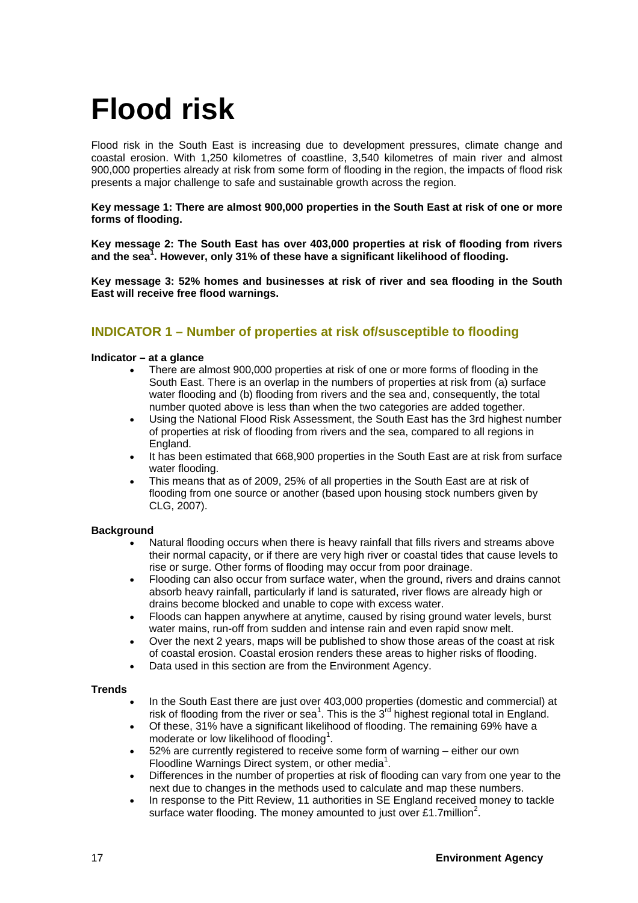# Flood risk

Flood risk in the South East is increasing due to development pressures, climate change and coastal erosion. With 1,250 kilometres of coastline, 3,540 kilometres of main river and almost 900,000 properties already at risk from some form of flooding in the region, the impacts of flood risk presents a major challenge to safe and sustainable growth across the region.

**Key message 1: There are almost 900,000 properties in the South East at risk of one or more forms of flooding.**

**Key message 2: The South East has over 403,000 properties at risk of flooding from rivers and the sea[1]. However, only 31% of these have a significant likelihood of flooding.**

**Key message 3: 52% homes and businesses at risk of river and sea flooding in the South East will receive free flood warnings.**

## INDICATOR 1 – Number of properties at risk of/susceptible to flooding

**Indicator – at a glance**

- There are almost 900,000 properties at risk of one or more forms of flooding in the South East. There is an overlap in the numbers of properties at risk from (a) surface water flooding and (b) flooding from rivers and the sea and, consequently, the total number quoted above is less than when the two categories are added together.
- Using the National Flood Risk Assessment, the South East has the 3rd highest number of properties at risk of flooding from rivers and the sea, compared to all regions in England.
- It has been estimated that 668,900 properties in the South East are at risk from surface water flooding.
- This means that as of 2009, 25% of all properties in the South East are at risk of flooding from one source or another (based upon housing stock numbers given by CLG, 2007).

**Background**

- Natural flooding occurs when there is heavy rainfall that fills rivers and streams above their normal capacity, or if there are very high river or coastal tides that cause levels to rise or surge. Other forms of flooding may occur from poor drainage.
- Flooding can also occur from surface water, when the ground, rivers and drains cannot absorb heavy rainfall, particularly if land is saturated, river flows are already high or drains become blocked and unable to cope with excess water.
- Floods can happen anywhere at anytime, caused by rising ground water levels, burst water mains, run-off from sudden and intense rain and even rapid snow melt.
- Over the next 2 years, maps will be published to show those areas of the coast at risk of coastal erosion. Coastal erosion renders these areas to higher risks of flooding.
- Data used in this section are from the Environment Agency.

**Trends**

- In the South East there are just over 403,000 properties (domestic and commercial) at risk of flooding from the river or sea[1]. This is the 3rd highest regional total in England.
- Of these, 31% have a significant likelihood of flooding. The remaining 69% have a moderate or low likelihood of flooding[1].
- 52% are currently registered to receive some form of warning – either our own Floodline Warnings Direct system, or other media[1].
- Differences in the number of properties at risk of flooding can vary from one year to the next due to changes in the methods used to calculate and map these numbers.
- In response to the Pitt Review, 11 authorities in SE England received money to tackle surface water flooding. The money amounted to just over £1.7million[2].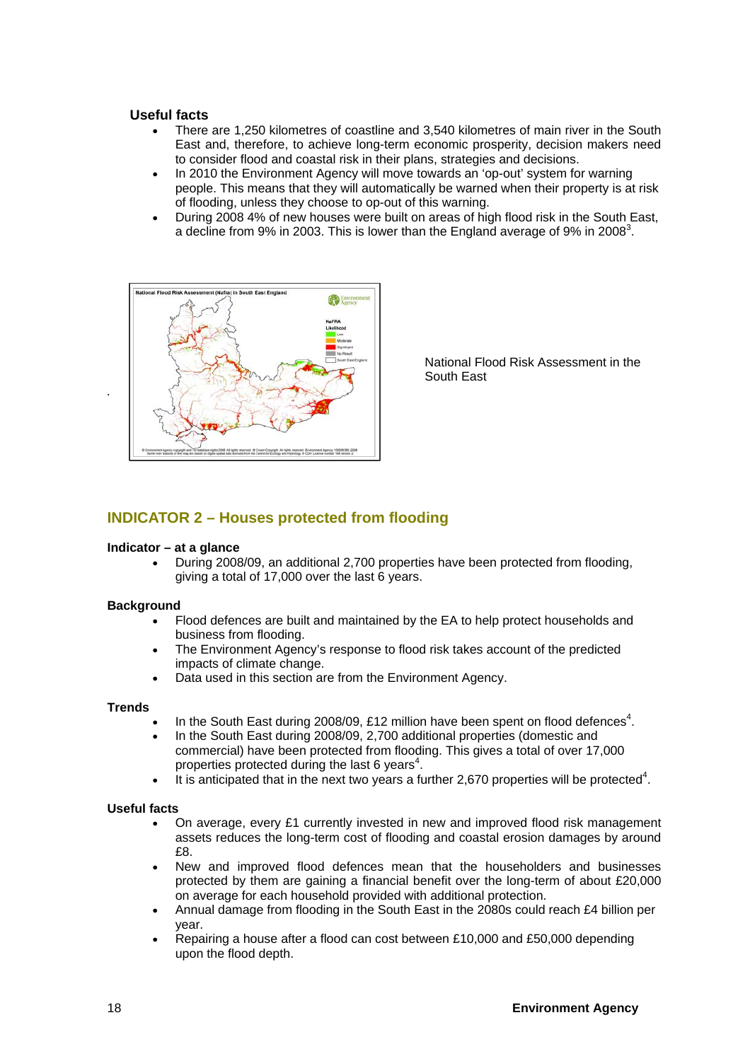**Useful facts**

- There are 1,250 kilometres of coastline and 3,540 kilometres of main river in the South East and, therefore, to achieve long-term economic prosperity, decision makers need to consider flood and coastal risk in their plans, strategies and decisions.
- In 2010 the Environment Agency will move towards an 'op-out' system for warning people. This means that they will automatically be warned when their property is at risk of flooding, unless they choose to op-out of this warning.
- During 2008 4% of new houses were built on areas of high flood risk in the South East, a decline from 9% in 2003. This is lower than the England average of 9% in 2008[3].

National Flood Risk Assessment in the South East

## INDICATOR 2 – Houses protected from flooding

**Indicator – at a glance**

- During 2008/09, an additional 2,700 properties have been protected from flooding, giving a total of 17,000 over the last 6 years.

**Background**

- Flood defences are built and maintained by the EA to help protect households and business from flooding.
- The Environment Agency's response to flood risk takes account of the predicted impacts of climate change.
- Data used in this section are from the Environment Agency.

**Trends**

- In the South East during 2008/09, £12 million have been spent on flood defences[4].
- In the South East during 2008/09, 2,700 additional properties (domestic and commercial) have been protected from flooding. This gives a total of over 17,000 properties protected during the last 6 years[4].
- It is anticipated that in the next two years a further 2,670 properties will be protected[4].

**Useful facts**

- On average, every £1 currently invested in new and improved flood risk management assets reduces the long-term cost of flooding and coastal erosion damages by around £8.
- New and improved flood defences mean that the householders and businesses protected by them are gaining a financial benefit over the long-term of about £20,000 on average for each household provided with additional protection.
- Annual damage from flooding in the South East in the 2080s could reach £4 billion per year.
- Repairing a house after a flood can cost between £10,000 and £50,000 depending upon the flood depth.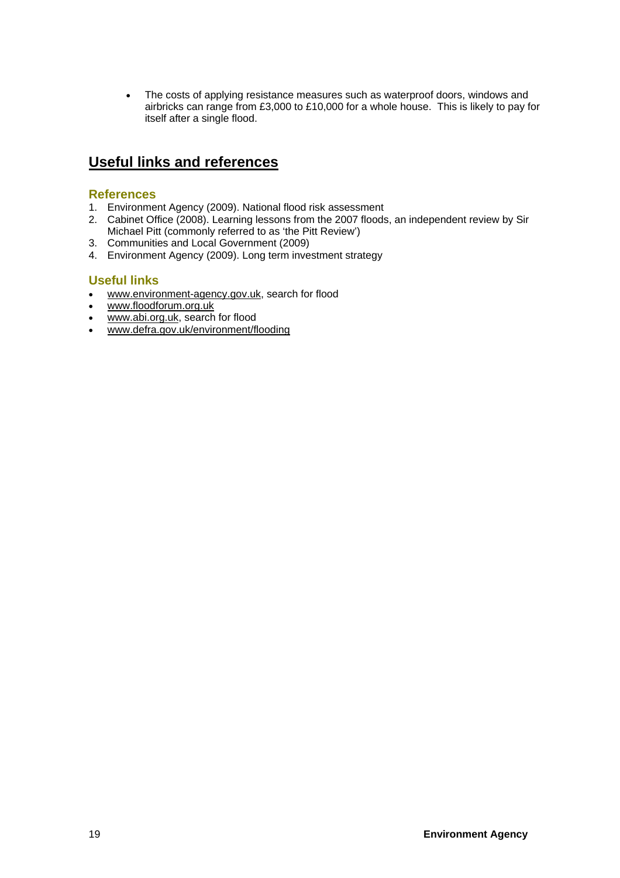- The costs of applying resistance measures such as waterproof doors, windows and airbricks can range from £3,000 to £10,000 for a whole house. This is likely to pay for itself after a single flood.

## Useful links and references

### References

1. Environment Agency (2009). National flood risk assessment
2. Cabinet Office (2008). Learning lessons from the 2007 floods, an independent review by Sir Michael Pitt (commonly referred to as 'the Pitt Review')
3. Communities and Local Government (2009)
4. Environment Agency (2009). Long term investment strategy

### Useful links

- www.environment-agency.gov.uk, search for flood
- www.floodforum.org.uk
- www.abi.org.uk, search for flood
- www.defra.gov.uk/environment/flooding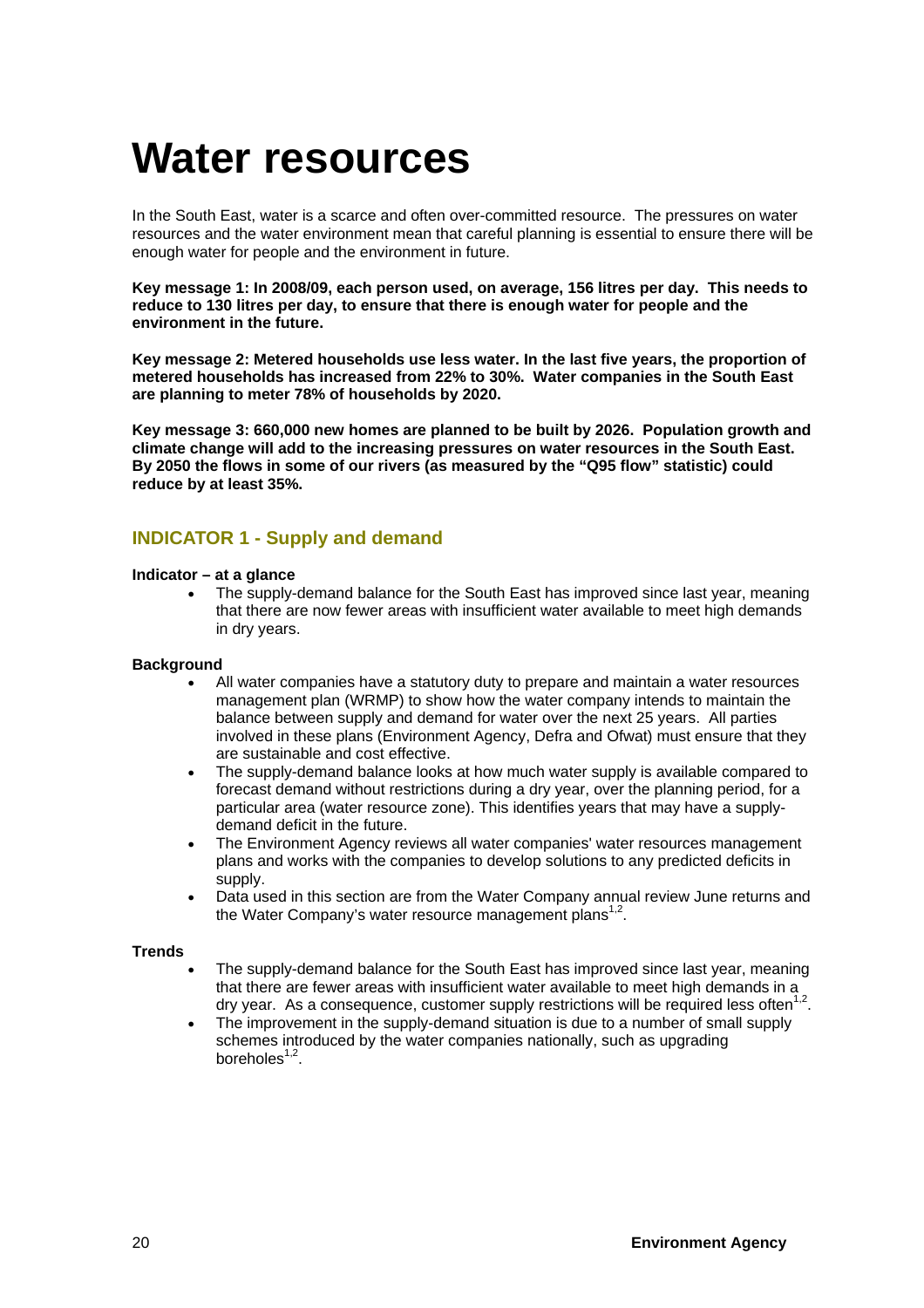# Water resources

In the South East, water is a scarce and often over-committed resource. The pressures on water resources and the water environment mean that careful planning is essential to ensure there will be enough water for people and the environment in future.

**Key message 1: In 2008/09, each person used, on average, 156 litres per day. This needs to reduce to 130 litres per day, to ensure that there is enough water for people and the environment in the future.**

**Key message 2: Metered households use less water. In the last five years, the proportion of metered households has increased from 22% to 30%. Water companies in the South East are planning to meter 78% of households by 2020.**

**Key message 3: 660,000 new homes are planned to be built by 2026. Population growth and climate change will add to the increasing pressures on water resources in the South East. By 2050 the flows in some of our rivers (as measured by the "Q95 flow" statistic) could reduce by at least 35%.**

## INDICATOR 1 - Supply and demand

**Indicator – at a glance**

- The supply-demand balance for the South East has improved since last year, meaning that there are now fewer areas with insufficient water available to meet high demands in dry years.

**Background**

- All water companies have a statutory duty to prepare and maintain a water resources management plan (WRMP) to show how the water company intends to maintain the balance between supply and demand for water over the next 25 years. All parties involved in these plans (Environment Agency, Defra and Ofwat) must ensure that they are sustainable and cost effective.
- The supply-demand balance looks at how much water supply is available compared to forecast demand without restrictions during a dry year, over the planning period, for a particular area (water resource zone). This identifies years that may have a supply-demand deficit in the future.
- The Environment Agency reviews all water companies' water resources management plans and works with the companies to develop solutions to any predicted deficits in supply.
- Data used in this section are from the Water Company annual review June returns and the Water Company's water resource management plans[1,2].

**Trends**

- The supply-demand balance for the South East has improved since last year, meaning that there are fewer areas with insufficient water available to meet high demands in a dry year. As a consequence, customer supply restrictions will be required less often[1,2].
- The improvement in the supply-demand situation is due to a number of small supply schemes introduced by the water companies nationally, such as upgrading boreholes[1,2].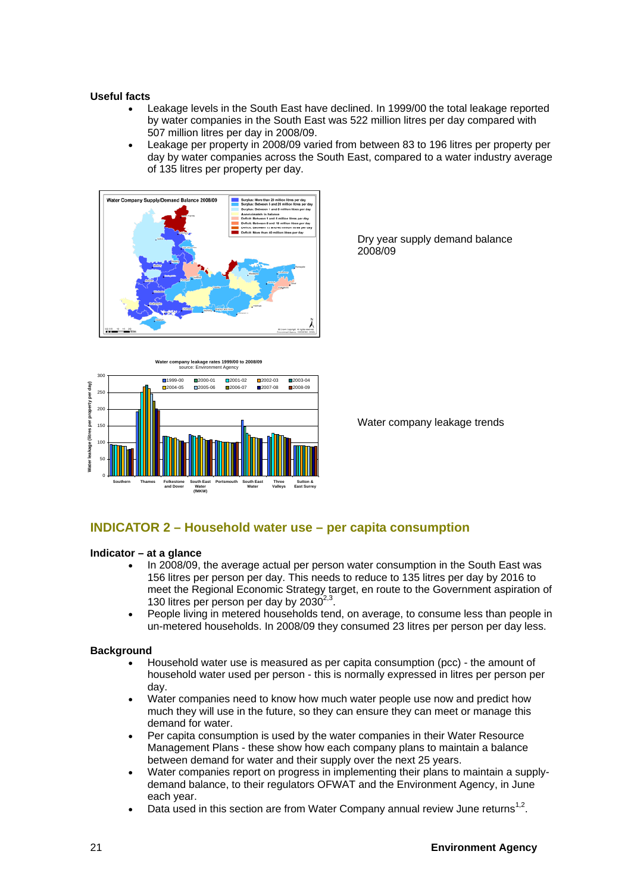**Useful facts**

- Leakage levels in the South East have declined. In 1999/00 the total leakage reported by water companies in the South East was 522 million litres per day compared with 507 million litres per day in 2008/09.
- Leakage per property in 2008/09 varied from between 83 to 196 litres per property per day by water companies across the South East, compared to a water industry average of 135 litres per property per day.

Dry year supply demand balance 2008/09

Water company leakage trends

## INDICATOR 2 – Household water use – per capita consumption

**Indicator – at a glance**

- In 2008/09, the average actual per person water consumption in the South East was 156 litres per person per day. This needs to reduce to 135 litres per day by 2016 to meet the Regional Economic Strategy target, en route to the Government aspiration of 130 litres per person per day by 2030[2,3].
- People living in metered households tend, on average, to consume less than people in un-metered households. In 2008/09 they consumed 23 litres per person per day less.

**Background**

- Household water use is measured as per capita consumption (pcc) - the amount of household water used per person - this is normally expressed in litres per person per day.
- Water companies need to know how much water people use now and predict how much they will use in the future, so they can ensure they can meet or manage this demand for water.
- Per capita consumption is used by the water companies in their Water Resource Management Plans - these show how each company plans to maintain a balance between demand for water and their supply over the next 25 years.
- Water companies report on progress in implementing their plans to maintain a supply-demand balance, to their regulators OFWAT and the Environment Agency, in June each year.
- Data used in this section are from Water Company annual review June returns[1,2].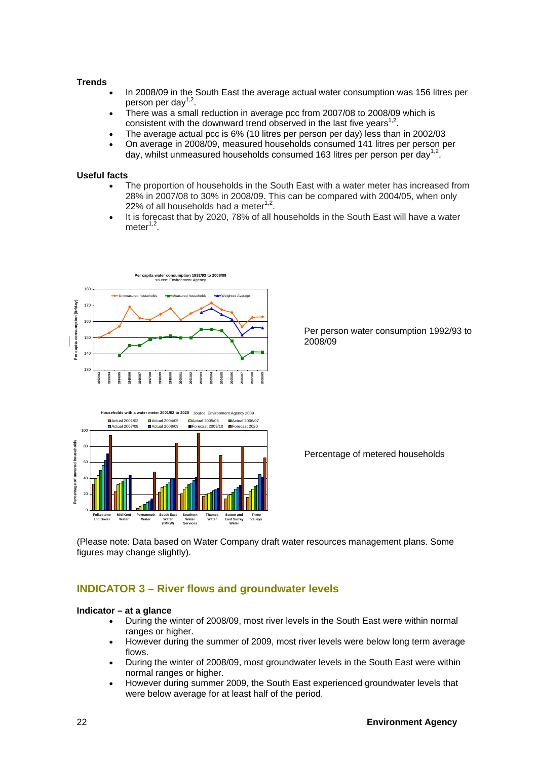**Trends**

- In 2008/09 in the South East the average actual water consumption was 156 litres per person per day[1,2].
- There was a small reduction in average pcc from 2007/08 to 2008/09 which is consistent with the downward trend observed in the last five years[1,2].
- The average actual pcc is 6% (10 litres per person per day) less than in 2002/03
- On average in 2008/09, measured households consumed 141 litres per person per day, whilst unmeasured households consumed 163 litres per person per day[1,2].

**Useful facts**

- The proportion of households in the South East with a water meter has increased from 28% in 2007/08 to 30% in 2008/09. This can be compared with 2004/05, when only 22% of all households had a meter[1,2].
- It is forecast that by 2020, 78% of all households in the South East will have a water meter[1,2].

Per person water consumption 1992/93 to 2008/09

Percentage of metered households

(Please note: Data based on Water Company draft water resources management plans. Some figures may change slightly).

## INDICATOR 3 – River flows and groundwater levels

**Indicator – at a glance**

- During the winter of 2008/09, most river levels in the South East were within normal ranges or higher.
- However during the summer of 2009, most river levels were below long term average flows.
- During the winter of 2008/09, most groundwater levels in the South East were within normal ranges or higher.
- However during summer 2009, the South East experienced groundwater levels that were below average for at least half of the period.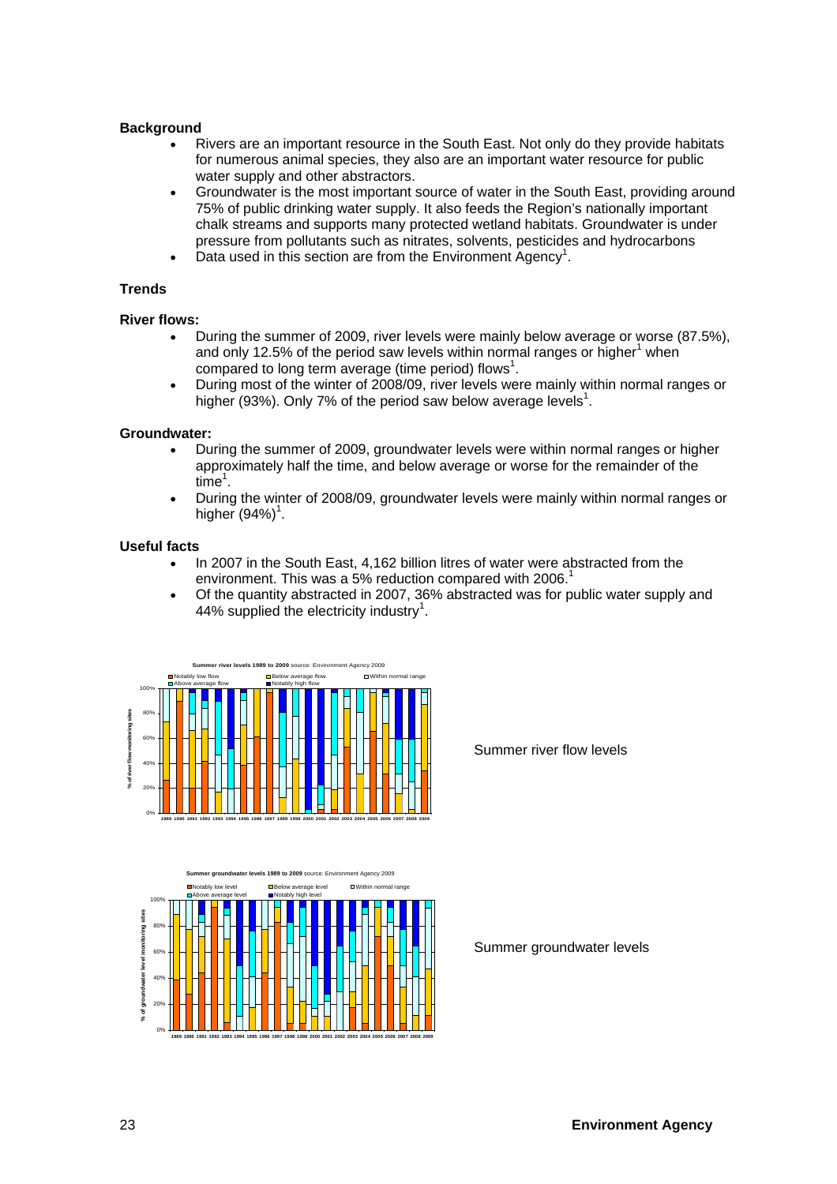**Background**

- Rivers are an important resource in the South East. Not only do they provide habitats for numerous animal species, they also are an important water resource for public water supply and other abstractors.
- Groundwater is the most important source of water in the South East, providing around 75% of public drinking water supply. It also feeds the Region's nationally important chalk streams and supports many protected wetland habitats. Groundwater is under pressure from pollutants such as nitrates, solvents, pesticides and hydrocarbons
- Data used in this section are from the Environment Agency[1].

**Trends**

**River flows:**

- During the summer of 2009, river levels were mainly below average or worse (87.5%), and only 12.5% of the period saw levels within normal ranges or higher[1] when compared to long term average (time period) flows[1].
- During most of the winter of 2008/09, river levels were mainly within normal ranges or higher (93%). Only 7% of the period saw below average levels[1].

**Groundwater:**

- During the summer of 2009, groundwater levels were within normal ranges or higher approximately half the time, and below average or worse for the remainder of the time[1].
- During the winter of 2008/09, groundwater levels were mainly within normal ranges or higher (94%)[1].

**Useful facts**

- In 2007 in the South East, 4,162 billion litres of water were abstracted from the environment. This was a 5% reduction compared with 2006.[1]
- Of the quantity abstracted in 2007, 36% abstracted was for public water supply and 44% supplied the electricity industry[1].

Summer river flow levels

Summer groundwater levels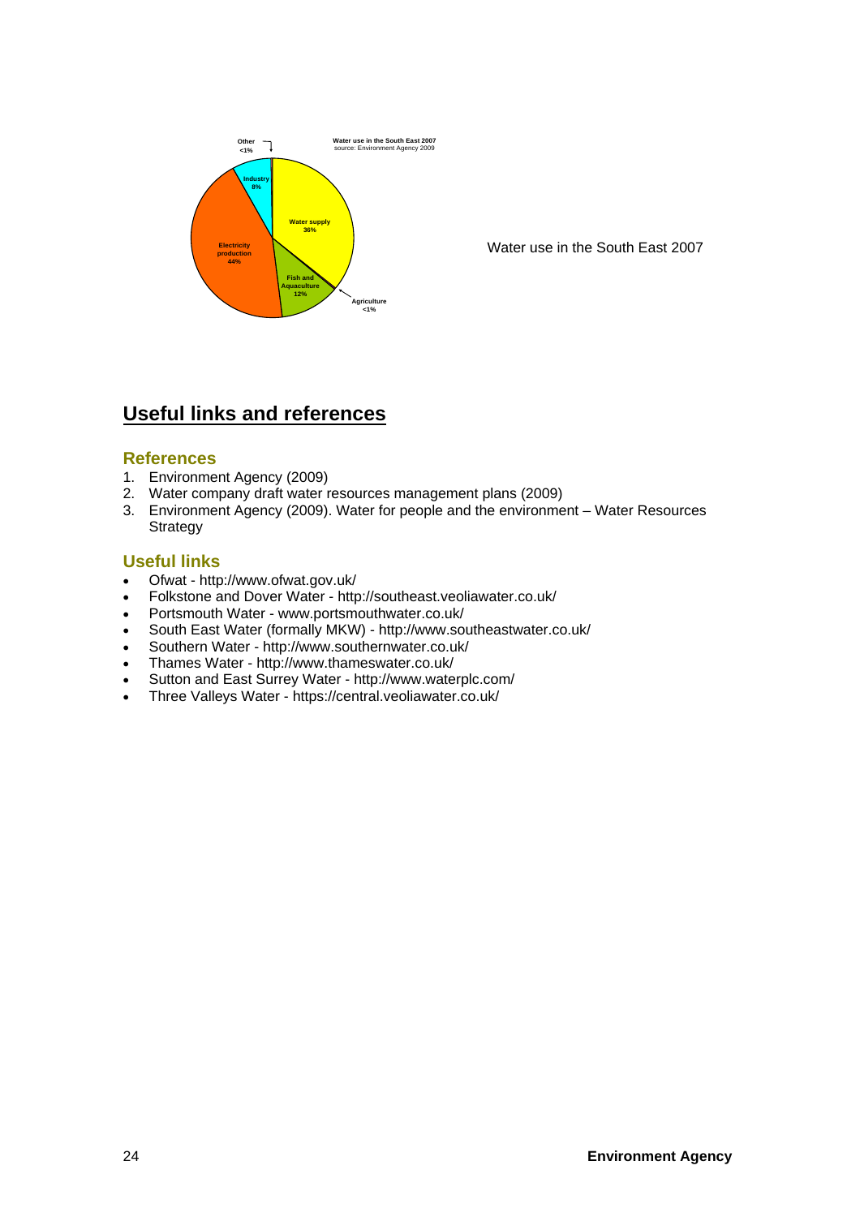Water use in the South East 2007

## Useful links and references

### References

1. Environment Agency (2009)
2. Water company draft water resources management plans (2009)
3. Environment Agency (2009). Water for people and the environment – Water Resources Strategy

### Useful links

- Ofwat - http://www.ofwat.gov.uk/
- Folkstone and Dover Water - http://southeast.veoliawater.co.uk/
- Portsmouth Water - www.portsmouthwater.co.uk/
- South East Water (formally MKW) - http://www.southeastwater.co.uk/
- Southern Water - http://www.southernwater.co.uk/
- Thames Water - http://www.thameswater.co.uk/
- Sutton and East Surrey Water - http://www.waterplc.com/
- Three Valleys Water - https://central.veoliawater.co.uk/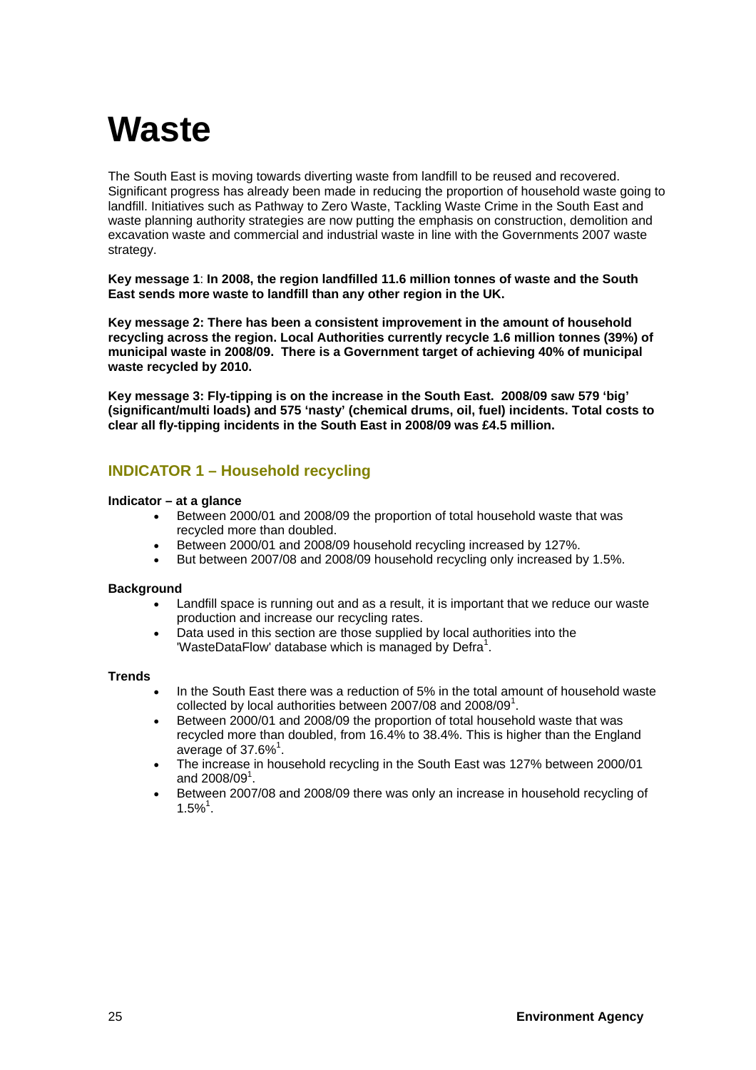# Waste

The South East is moving towards diverting waste from landfill to be reused and recovered. Significant progress has already been made in reducing the proportion of household waste going to landfill. Initiatives such as Pathway to Zero Waste, Tackling Waste Crime in the South East and waste planning authority strategies are now putting the emphasis on construction, demolition and excavation waste and commercial and industrial waste in line with the Governments 2007 waste strategy.

**Key message 1**: **In 2008, the region landfilled 11.6 million tonnes of waste and the South East sends more waste to landfill than any other region in the UK.**

**Key message 2: There has been a consistent improvement in the amount of household recycling across the region. Local Authorities currently recycle 1.6 million tonnes (39%) of municipal waste in 2008/09. There is a Government target of achieving 40% of municipal waste recycled by 2010.**

**Key message 3: Fly-tipping is on the increase in the South East. 2008/09 saw 579 'big' (significant/multi loads) and 575 'nasty' (chemical drums, oil, fuel) incidents. Total costs to clear all fly-tipping incidents in the South East in 2008/09 was £4.5 million.**

## INDICATOR 1 – Household recycling

**Indicator – at a glance**

- Between 2000/01 and 2008/09 the proportion of total household waste that was recycled more than doubled.
- Between 2000/01 and 2008/09 household recycling increased by 127%.
- But between 2007/08 and 2008/09 household recycling only increased by 1.5%.

**Background**

- Landfill space is running out and as a result, it is important that we reduce our waste production and increase our recycling rates.
- Data used in this section are those supplied by local authorities into the 'WasteDataFlow' database which is managed by Defra[1].

**Trends**

- In the South East there was a reduction of 5% in the total amount of household waste collected by local authorities between 2007/08 and 2008/09[1].
- Between 2000/01 and 2008/09 the proportion of total household waste that was recycled more than doubled, from 16.4% to 38.4%. This is higher than the England average of 37.6%[1].
- The increase in household recycling in the South East was 127% between 2000/01 and 2008/09[1].
- Between 2007/08 and 2008/09 there was only an increase in household recycling of 1.5%[1].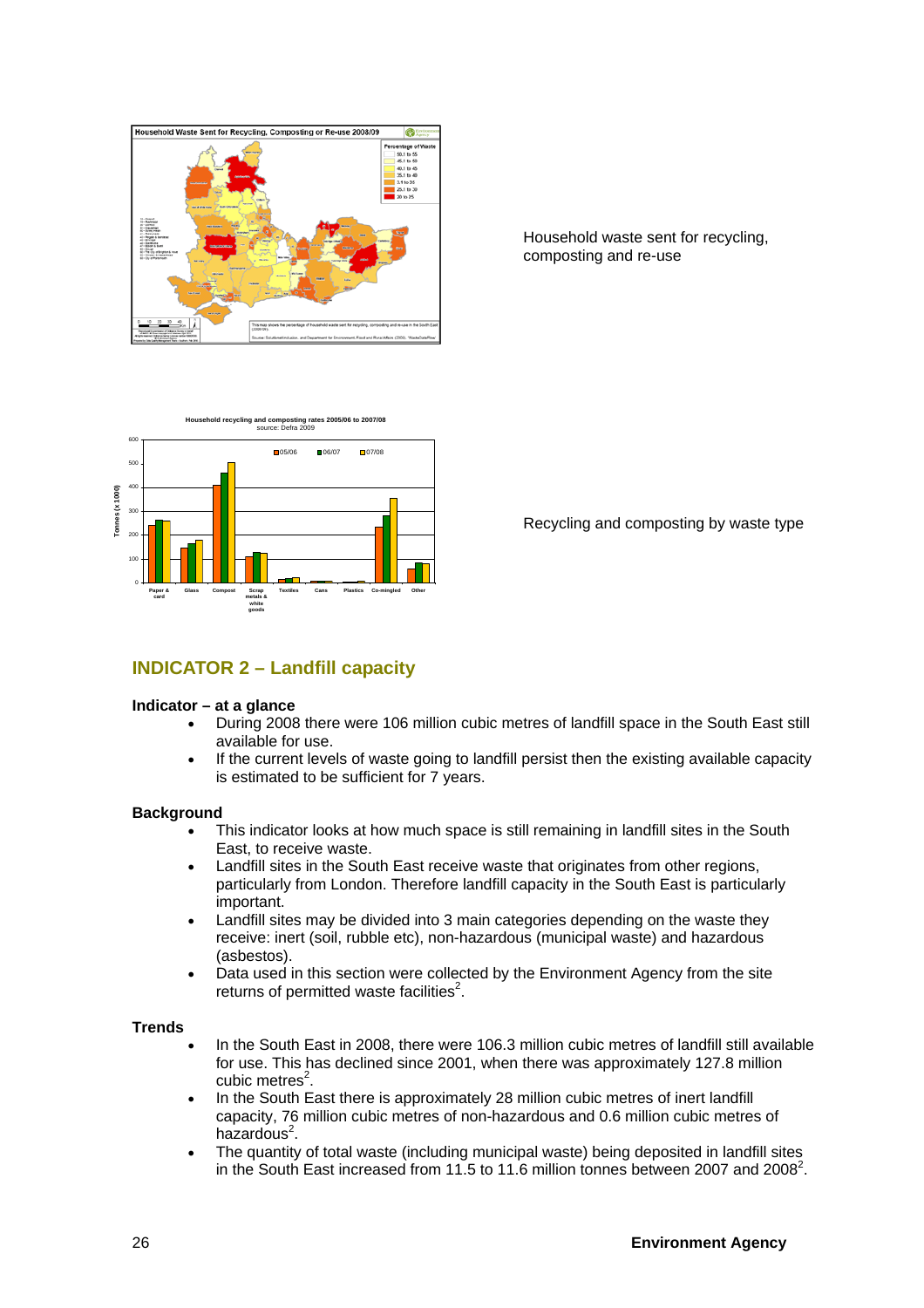Household waste sent for recycling, composting and re-use

Recycling and composting by waste type

## INDICATOR 2 – Landfill capacity

### Indicator – at a glance

- During 2008 there were 106 million cubic metres of landfill space in the South East still available for use.
- If the current levels of waste going to landfill persist then the existing available capacity is estimated to be sufficient for 7 years.

### Background

- This indicator looks at how much space is still remaining in landfill sites in the South East, to receive waste.
- Landfill sites in the South East receive waste that originates from other regions, particularly from London. Therefore landfill capacity in the South East is particularly important.
- Landfill sites may be divided into 3 main categories depending on the waste they receive: inert (soil, rubble etc), non-hazardous (municipal waste) and hazardous (asbestos).
- Data used in this section were collected by the Environment Agency from the site returns of permitted waste facilities[2].

### Trends

- In the South East in 2008, there were 106.3 million cubic metres of landfill still available for use. This has declined since 2001, when there was approximately 127.8 million cubic metres[2].
- In the South East there is approximately 28 million cubic metres of inert landfill capacity, 76 million cubic metres of non-hazardous and 0.6 million cubic metres of hazardous[2].
- The quantity of total waste (including municipal waste) being deposited in landfill sites in the South East increased from 11.5 to 11.6 million tonnes between 2007 and 2008[2].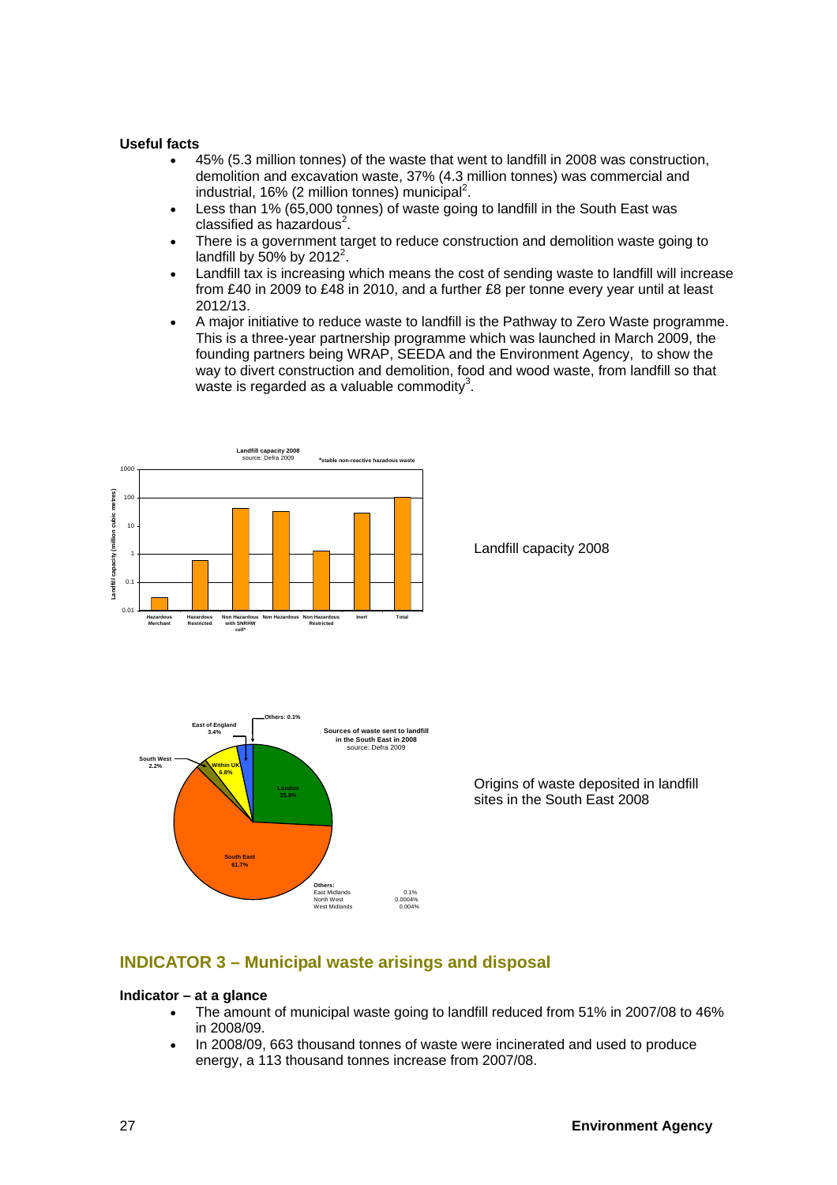**Useful facts**

- 45% (5.3 million tonnes) of the waste that went to landfill in 2008 was construction, demolition and excavation waste, 37% (4.3 million tonnes) was commercial and industrial, 16% (2 million tonnes) municipal[2].
- Less than 1% (65,000 tonnes) of waste going to landfill in the South East was classified as hazardous[2].
- There is a government target to reduce construction and demolition waste going to landfill by 50% by 2012[2].
- Landfill tax is increasing which means the cost of sending waste to landfill will increase from £40 in 2009 to £48 in 2010, and a further £8 per tonne every year until at least 2012/13.
- A major initiative to reduce waste to landfill is the Pathway to Zero Waste programme. This is a three-year partnership programme which was launched in March 2009, the founding partners being WRAP, SEEDA and the Environment Agency, to show the way to divert construction and demolition, food and wood waste, from landfill so that waste is regarded as a valuable commodity[3].

Landfill capacity 2008

Origins of waste deposited in landfill sites in the South East 2008

## INDICATOR 3 – Municipal waste arisings and disposal

**Indicator – at a glance**

- The amount of municipal waste going to landfill reduced from 51% in 2007/08 to 46% in 2008/09.
- In 2008/09, 663 thousand tonnes of waste were incinerated and used to produce energy, a 113 thousand tonnes increase from 2007/08.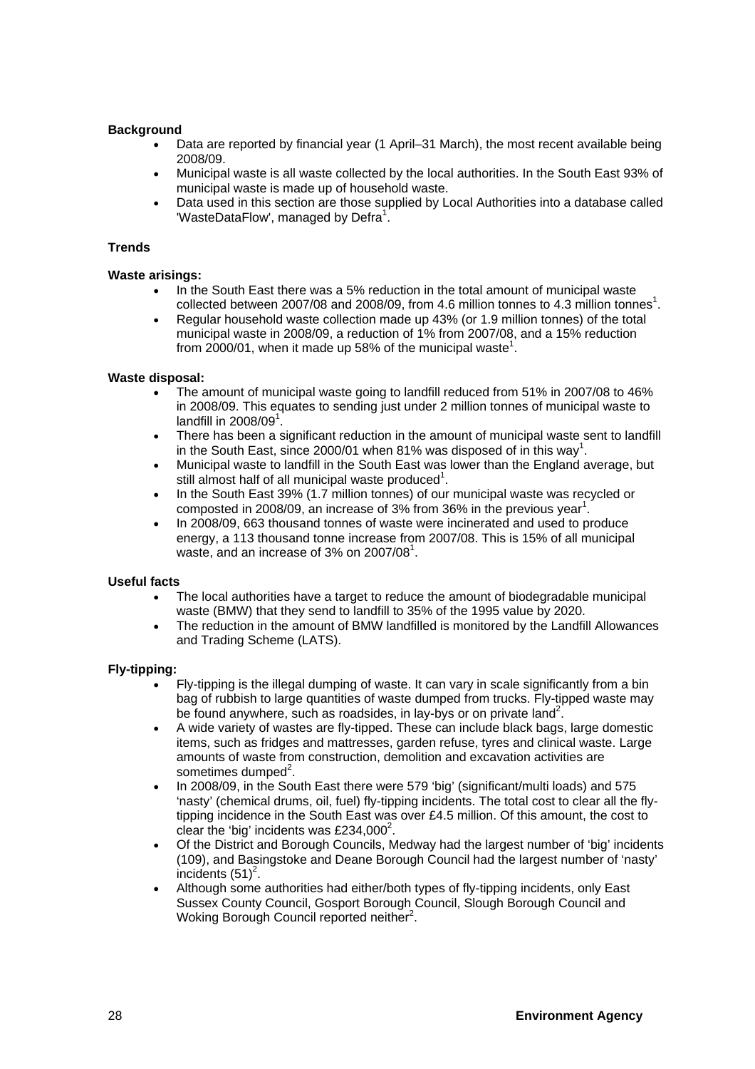**Background**

- Data are reported by financial year (1 April–31 March), the most recent available being 2008/09.
- Municipal waste is all waste collected by the local authorities. In the South East 93% of municipal waste is made up of household waste.
- Data used in this section are those supplied by Local Authorities into a database called 'WasteDataFlow', managed by Defra[1].

**Trends**

**Waste arisings:**

- In the South East there was a 5% reduction in the total amount of municipal waste collected between 2007/08 and 2008/09, from 4.6 million tonnes to 4.3 million tonnes[1].
- Regular household waste collection made up 43% (or 1.9 million tonnes) of the total municipal waste in 2008/09, a reduction of 1% from 2007/08, and a 15% reduction from 2000/01, when it made up 58% of the municipal waste[1].

**Waste disposal:**

- The amount of municipal waste going to landfill reduced from 51% in 2007/08 to 46% in 2008/09. This equates to sending just under 2 million tonnes of municipal waste to landfill in 2008/09[1].
- There has been a significant reduction in the amount of municipal waste sent to landfill in the South East, since 2000/01 when 81% was disposed of in this way[1].
- Municipal waste to landfill in the South East was lower than the England average, but still almost half of all municipal waste produced[1].
- In the South East 39% (1.7 million tonnes) of our municipal waste was recycled or composted in 2008/09, an increase of 3% from 36% in the previous year[1].
- In 2008/09, 663 thousand tonnes of waste were incinerated and used to produce energy, a 113 thousand tonne increase from 2007/08. This is 15% of all municipal waste, and an increase of 3% on 2007/08[1].

**Useful facts**

- The local authorities have a target to reduce the amount of biodegradable municipal waste (BMW) that they send to landfill to 35% of the 1995 value by 2020.
- The reduction in the amount of BMW landfilled is monitored by the Landfill Allowances and Trading Scheme (LATS).

**Fly-tipping:**

- Fly-tipping is the illegal dumping of waste. It can vary in scale significantly from a bin bag of rubbish to large quantities of waste dumped from trucks. Fly-tipped waste may be found anywhere, such as roadsides, in lay-bys or on private land[2].
- A wide variety of wastes are fly-tipped. These can include black bags, large domestic items, such as fridges and mattresses, garden refuse, tyres and clinical waste. Large amounts of waste from construction, demolition and excavation activities are sometimes dumped[2].
- In 2008/09, in the South East there were 579 'big' (significant/multi loads) and 575 'nasty' (chemical drums, oil, fuel) fly-tipping incidents. The total cost to clear all the fly-tipping incidence in the South East was over £4.5 million. Of this amount, the cost to clear the 'big' incidents was £234,000[2].
- Of the District and Borough Councils, Medway had the largest number of 'big' incidents (109), and Basingstoke and Deane Borough Council had the largest number of 'nasty' incidents (51)[2].
- Although some authorities had either/both types of fly-tipping incidents, only East Sussex County Council, Gosport Borough Council, Slough Borough Council and Woking Borough Council reported neither[2].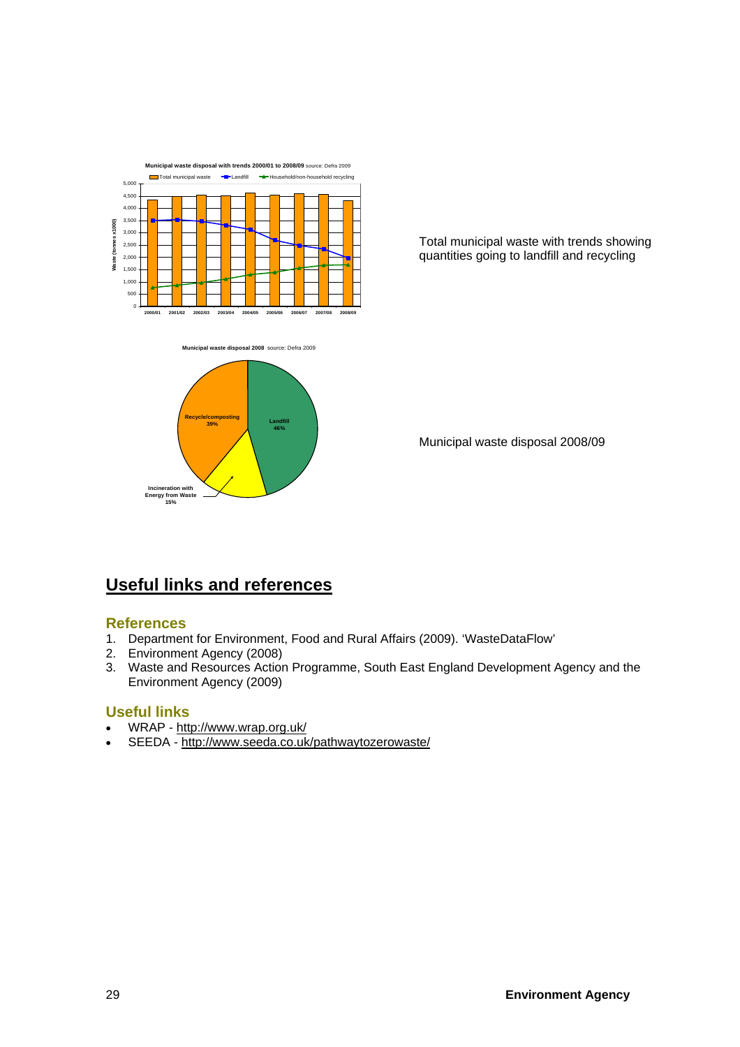Total municipal waste with trends showing quantities going to landfill and recycling

Municipal waste disposal 2008/09

## Useful links and references

### References

1. Department for Environment, Food and Rural Affairs (2009). 'WasteDataFlow'
2. Environment Agency (2008)
3. Waste and Resources Action Programme, South East England Development Agency and the Environment Agency (2009)

### Useful links

- WRAP - http://www.wrap.org.uk/
- SEEDA - http://www.seeda.co.uk/pathwaytozerowaste/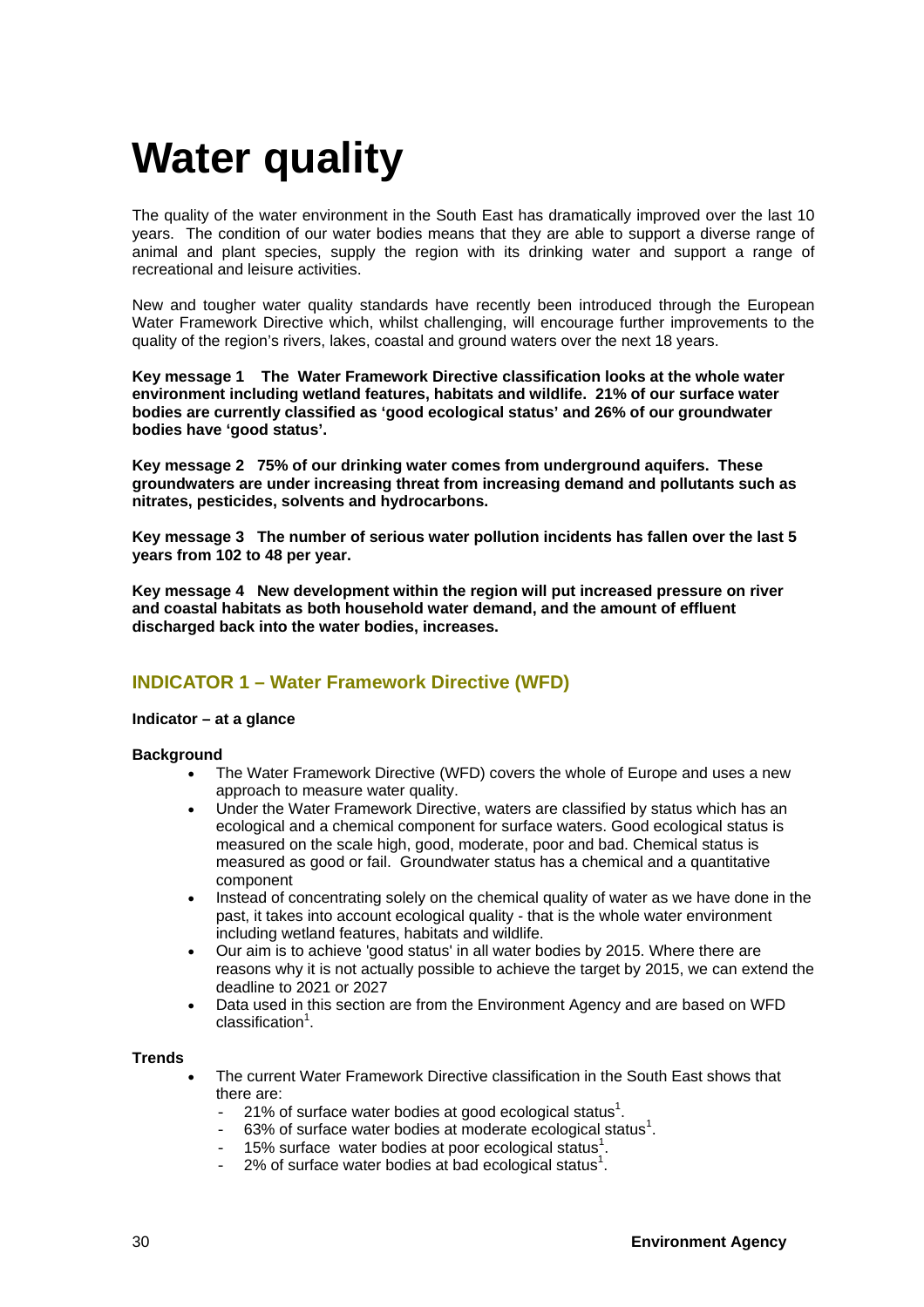# Water quality

The quality of the water environment in the South East has dramatically improved over the last 10 years. The condition of our water bodies means that they are able to support a diverse range of animal and plant species, supply the region with its drinking water and support a range of recreational and leisure activities.

New and tougher water quality standards have recently been introduced through the European Water Framework Directive which, whilst challenging, will encourage further improvements to the quality of the region's rivers, lakes, coastal and ground waters over the next 18 years.

**Key message 1 The Water Framework Directive classification looks at the whole water environment including wetland features, habitats and wildlife. 21% of our surface water bodies are currently classified as 'good ecological status' and 26% of our groundwater bodies have 'good status'.**

**Key message 2 75% of our drinking water comes from underground aquifers. These groundwaters are under increasing threat from increasing demand and pollutants such as nitrates, pesticides, solvents and hydrocarbons.**

**Key message 3 The number of serious water pollution incidents has fallen over the last 5 years from 102 to 48 per year.**

**Key message 4 New development within the region will put increased pressure on river and coastal habitats as both household water demand, and the amount of effluent discharged back into the water bodies, increases.**

## INDICATOR 1 – Water Framework Directive (WFD)

**Indicator – at a glance**

**Background**

- The Water Framework Directive (WFD) covers the whole of Europe and uses a new approach to measure water quality.
- Under the Water Framework Directive, waters are classified by status which has an ecological and a chemical component for surface waters. Good ecological status is measured on the scale high, good, moderate, poor and bad. Chemical status is measured as good or fail. Groundwater status has a chemical and a quantitative component
- Instead of concentrating solely on the chemical quality of water as we have done in the past, it takes into account ecological quality - that is the whole water environment including wetland features, habitats and wildlife.
- Our aim is to achieve 'good status' in all water bodies by 2015. Where there are reasons why it is not actually possible to achieve the target by 2015, we can extend the deadline to 2021 or 2027
- Data used in this section are from the Environment Agency and are based on WFD classification[1].

**Trends**

- The current Water Framework Directive classification in the South East shows that there are:
  - 21% of surface water bodies at good ecological status[1].
  - 63% of surface water bodies at moderate ecological status[1].
  - 15% surface water bodies at poor ecological status[1].
  - 2% of surface water bodies at bad ecological status[1].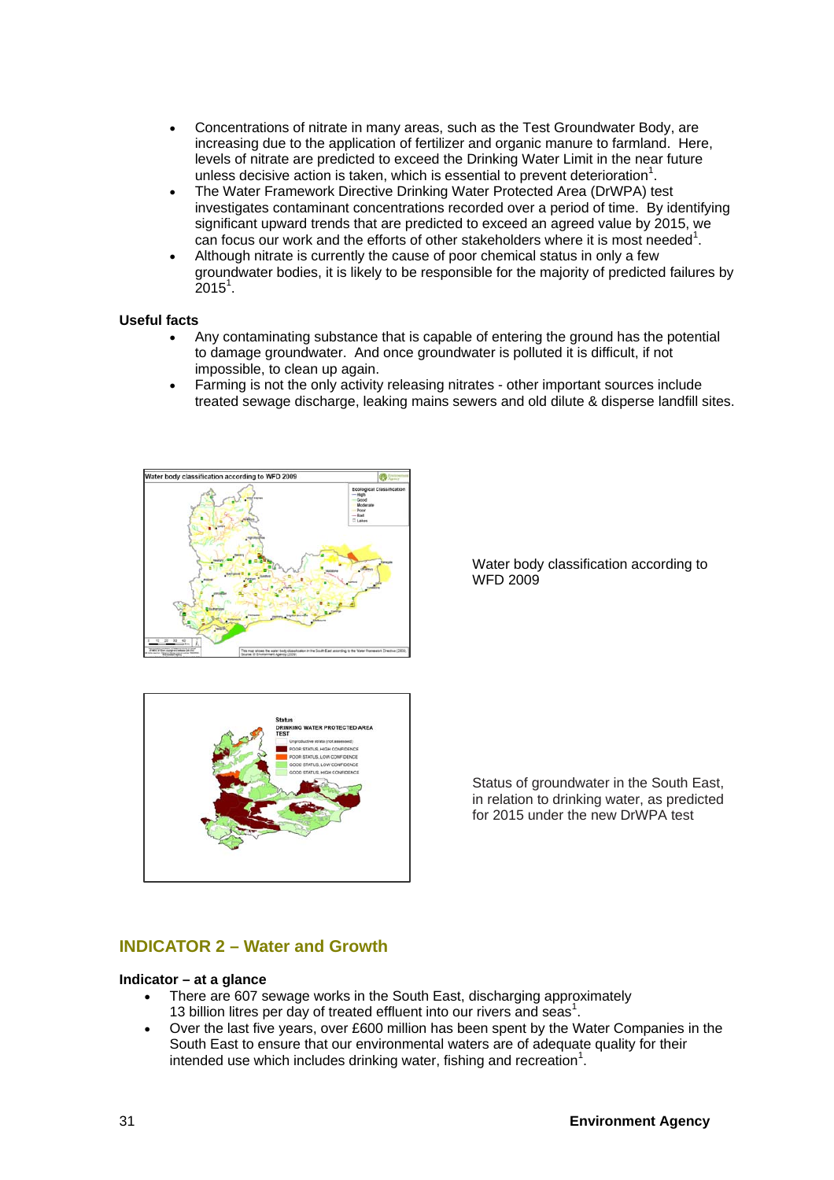- Concentrations of nitrate in many areas, such as the Test Groundwater Body, are increasing due to the application of fertilizer and organic manure to farmland. Here, levels of nitrate are predicted to exceed the Drinking Water Limit in the near future unless decisive action is taken, which is essential to prevent deterioration[1].
- The Water Framework Directive Drinking Water Protected Area (DrWPA) test investigates contaminant concentrations recorded over a period of time. By identifying significant upward trends that are predicted to exceed an agreed value by 2015, we can focus our work and the efforts of other stakeholders where it is most needed[1].
- Although nitrate is currently the cause of poor chemical status in only a few groundwater bodies, it is likely to be responsible for the majority of predicted failures by 2015[1].

**Useful facts**

- Any contaminating substance that is capable of entering the ground has the potential to damage groundwater. And once groundwater is polluted it is difficult, if not impossible, to clean up again.
- Farming is not the only activity releasing nitrates - other important sources include treated sewage discharge, leaking mains sewers and old dilute & disperse landfill sites.

Water body classification according to WFD 2009

Status of groundwater in the South East, in relation to drinking water, as predicted for 2015 under the new DrWPA test

## INDICATOR 2 – Water and Growth

**Indicator – at a glance**

- There are 607 sewage works in the South East, discharging approximately 13 billion litres per day of treated effluent into our rivers and seas[1].
- Over the last five years, over £600 million has been spent by the Water Companies in the South East to ensure that our environmental waters are of adequate quality for their intended use which includes drinking water, fishing and recreation[1].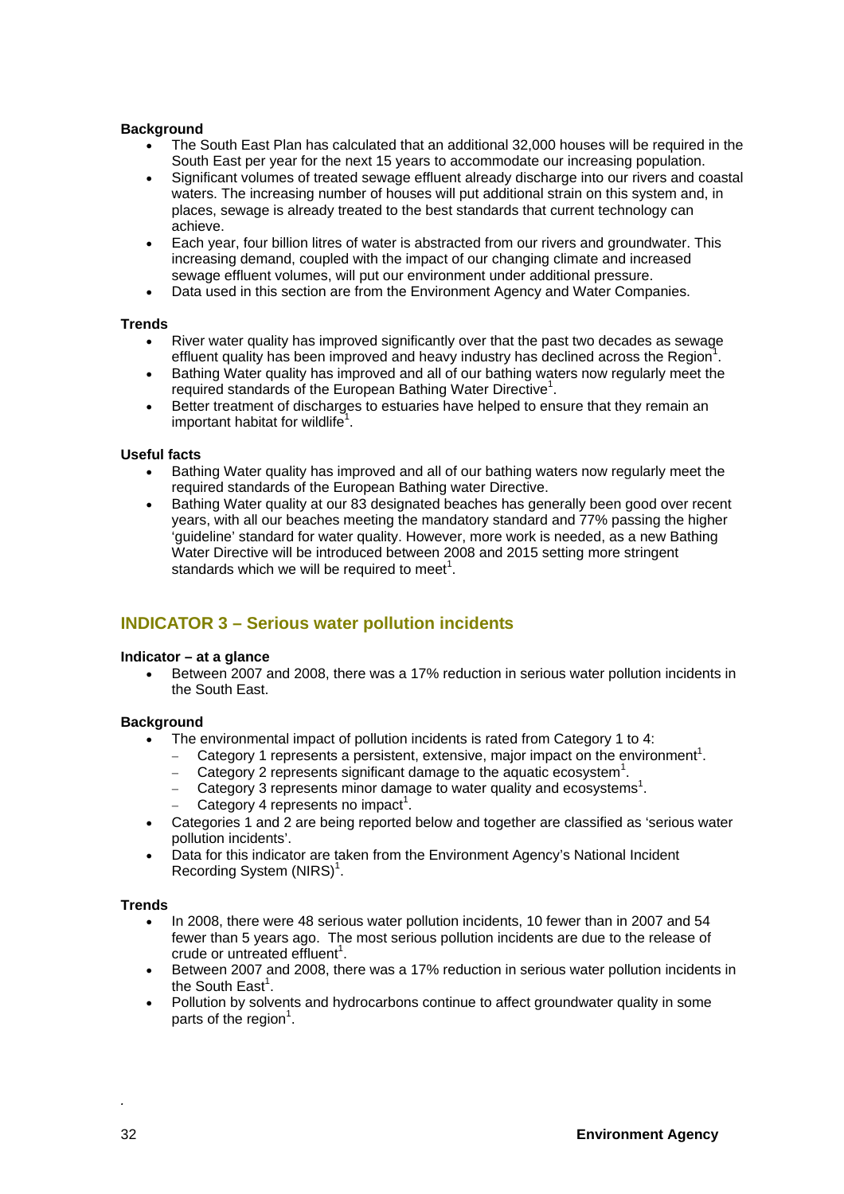**Background**

- The South East Plan has calculated that an additional 32,000 houses will be required in the South East per year for the next 15 years to accommodate our increasing population.
- Significant volumes of treated sewage effluent already discharge into our rivers and coastal waters. The increasing number of houses will put additional strain on this system and, in places, sewage is already treated to the best standards that current technology can achieve.
- Each year, four billion litres of water is abstracted from our rivers and groundwater. This increasing demand, coupled with the impact of our changing climate and increased sewage effluent volumes, will put our environment under additional pressure.
- Data used in this section are from the Environment Agency and Water Companies.

**Trends**

- River water quality has improved significantly over that the past two decades as sewage effluent quality has been improved and heavy industry has declined across the Region[1].
- Bathing Water quality has improved and all of our bathing waters now regularly meet the required standards of the European Bathing Water Directive[1].
- Better treatment of discharges to estuaries have helped to ensure that they remain an important habitat for wildlife[1].

**Useful facts**

- Bathing Water quality has improved and all of our bathing waters now regularly meet the required standards of the European Bathing water Directive.
- Bathing Water quality at our 83 designated beaches has generally been good over recent years, with all our beaches meeting the mandatory standard and 77% passing the higher 'guideline' standard for water quality. However, more work is needed, as a new Bathing Water Directive will be introduced between 2008 and 2015 setting more stringent standards which we will be required to meet[1].

## INDICATOR 3 – Serious water pollution incidents

**Indicator – at a glance**

- Between 2007 and 2008, there was a 17% reduction in serious water pollution incidents in the South East.

**Background**

- The environmental impact of pollution incidents is rated from Category 1 to 4:
  - Category 1 represents a persistent, extensive, major impact on the environment[1].
  - Category 2 represents significant damage to the aquatic ecosystem[1].
  - Category 3 represents minor damage to water quality and ecosystems[1].
  - Category 4 represents no impact[1].
- Categories 1 and 2 are being reported below and together are classified as 'serious water pollution incidents'.
- Data for this indicator are taken from the Environment Agency's National Incident Recording System (NIRS)[1].

**Trends**

- In 2008, there were 48 serious water pollution incidents, 10 fewer than in 2007 and 54 fewer than 5 years ago. The most serious pollution incidents are due to the release of crude or untreated effluent[1].
- Between 2007 and 2008, there was a 17% reduction in serious water pollution incidents in the South East[1].
- Pollution by solvents and hydrocarbons continue to affect groundwater quality in some parts of the region[1].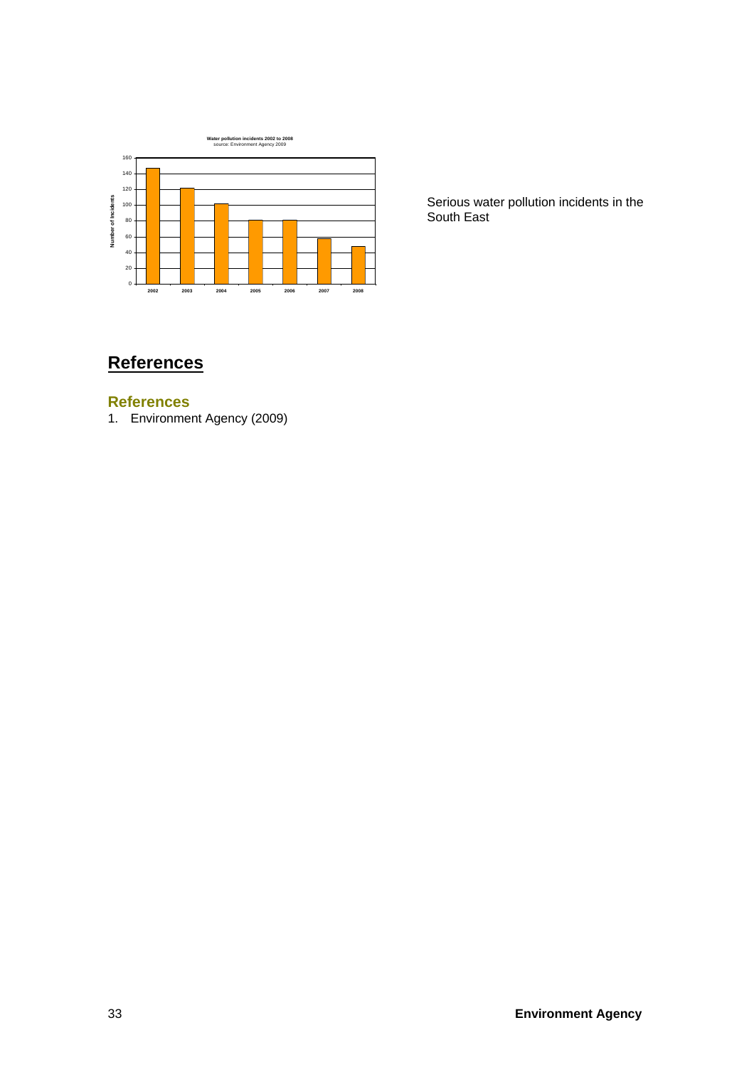**Water pollution incidents 2002 to 2008**
source: Environment Agency 2009

Serious water pollution incidents in the South East

# References

## References

1. Environment Agency (2009)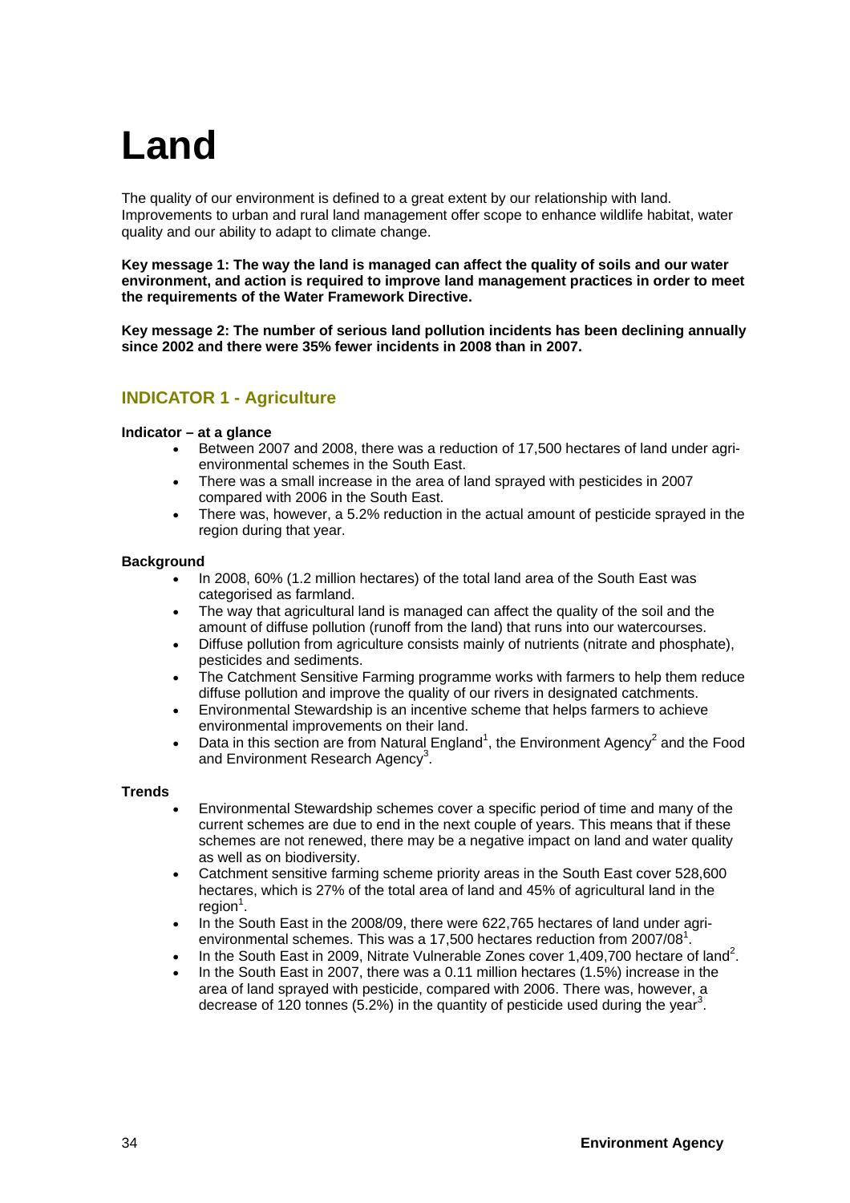# Land

The quality of our environment is defined to a great extent by our relationship with land. Improvements to urban and rural land management offer scope to enhance wildlife habitat, water quality and our ability to adapt to climate change.

**Key message 1: The way the land is managed can affect the quality of soils and our water environment, and action is required to improve land management practices in order to meet the requirements of the Water Framework Directive.**

**Key message 2: The number of serious land pollution incidents has been declining annually since 2002 and there were 35% fewer incidents in 2008 than in 2007.**

## INDICATOR 1 - Agriculture

**Indicator – at a glance**

- Between 2007 and 2008, there was a reduction of 17,500 hectares of land under agri-environmental schemes in the South East.
- There was a small increase in the area of land sprayed with pesticides in 2007 compared with 2006 in the South East.
- There was, however, a 5.2% reduction in the actual amount of pesticide sprayed in the region during that year.

**Background**

- In 2008, 60% (1.2 million hectares) of the total land area of the South East was categorised as farmland.
- The way that agricultural land is managed can affect the quality of the soil and the amount of diffuse pollution (runoff from the land) that runs into our watercourses.
- Diffuse pollution from agriculture consists mainly of nutrients (nitrate and phosphate), pesticides and sediments.
- The Catchment Sensitive Farming programme works with farmers to help them reduce diffuse pollution and improve the quality of our rivers in designated catchments.
- Environmental Stewardship is an incentive scheme that helps farmers to achieve environmental improvements on their land.
- Data in this section are from Natural England[1], the Environment Agency[2] and the Food and Environment Research Agency[3].

**Trends**

- Environmental Stewardship schemes cover a specific period of time and many of the current schemes are due to end in the next couple of years. This means that if these schemes are not renewed, there may be a negative impact on land and water quality as well as on biodiversity.
- Catchment sensitive farming scheme priority areas in the South East cover 528,600 hectares, which is 27% of the total area of land and 45% of agricultural land in the region[1].
- In the South East in the 2008/09, there were 622,765 hectares of land under agri-environmental schemes. This was a 17,500 hectares reduction from 2007/08[1].
- In the South East in 2009, Nitrate Vulnerable Zones cover 1,409,700 hectare of land[2].
- In the South East in 2007, there was a 0.11 million hectares (1.5%) increase in the area of land sprayed with pesticide, compared with 2006. There was, however, a decrease of 120 tonnes (5.2%) in the quantity of pesticide used during the year[3].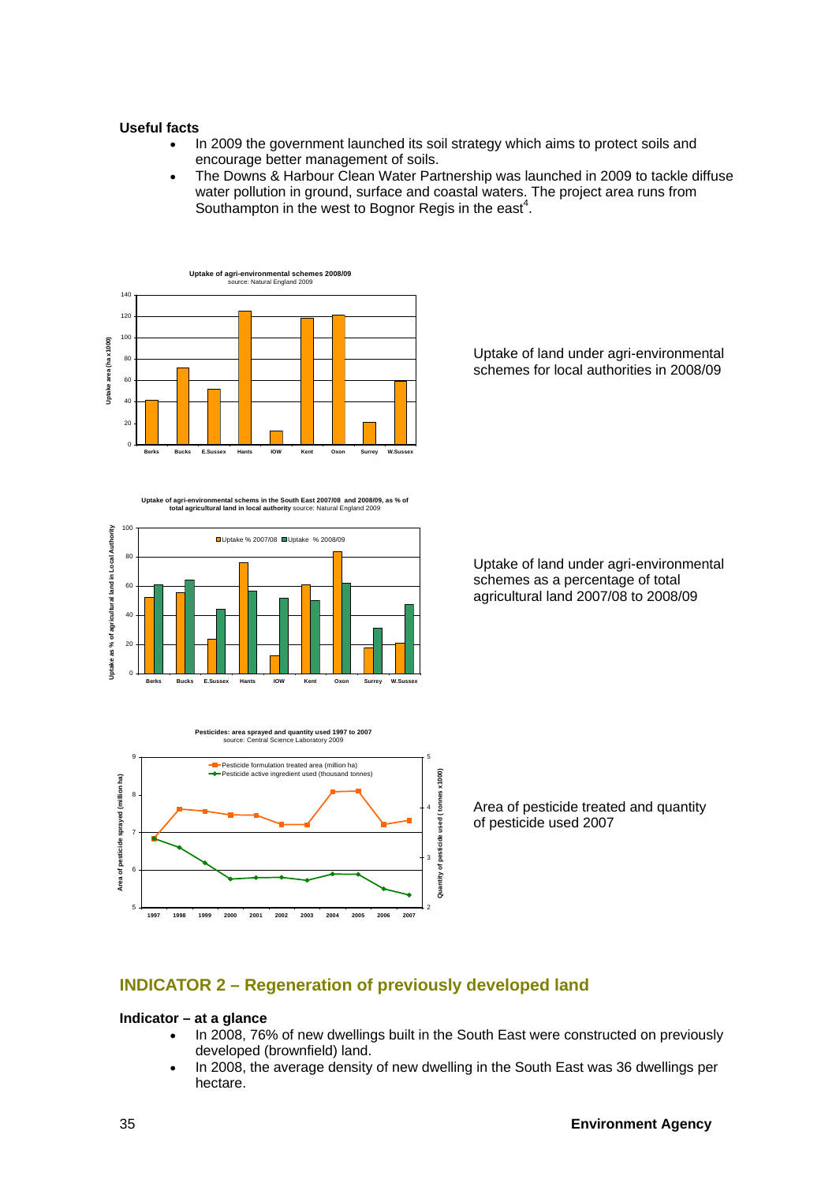**Useful facts**

- In 2009 the government launched its soil strategy which aims to protect soils and encourage better management of soils.
- The Downs & Harbour Clean Water Partnership was launched in 2009 to tackle diffuse water pollution in ground, surface and coastal waters. The project area runs from Southampton in the west to Bognor Regis in the east[4].

Uptake of land under agri-environmental schemes for local authorities in 2008/09

Uptake of land under agri-environmental schemes as a percentage of total agricultural land 2007/08 to 2008/09

Area of pesticide treated and quantity of pesticide used 2007

## INDICATOR 2 – Regeneration of previously developed land

**Indicator – at a glance**

- In 2008, 76% of new dwellings built in the South East were constructed on previously developed (brownfield) land.
- In 2008, the average density of new dwelling in the South East was 36 dwellings per hectare.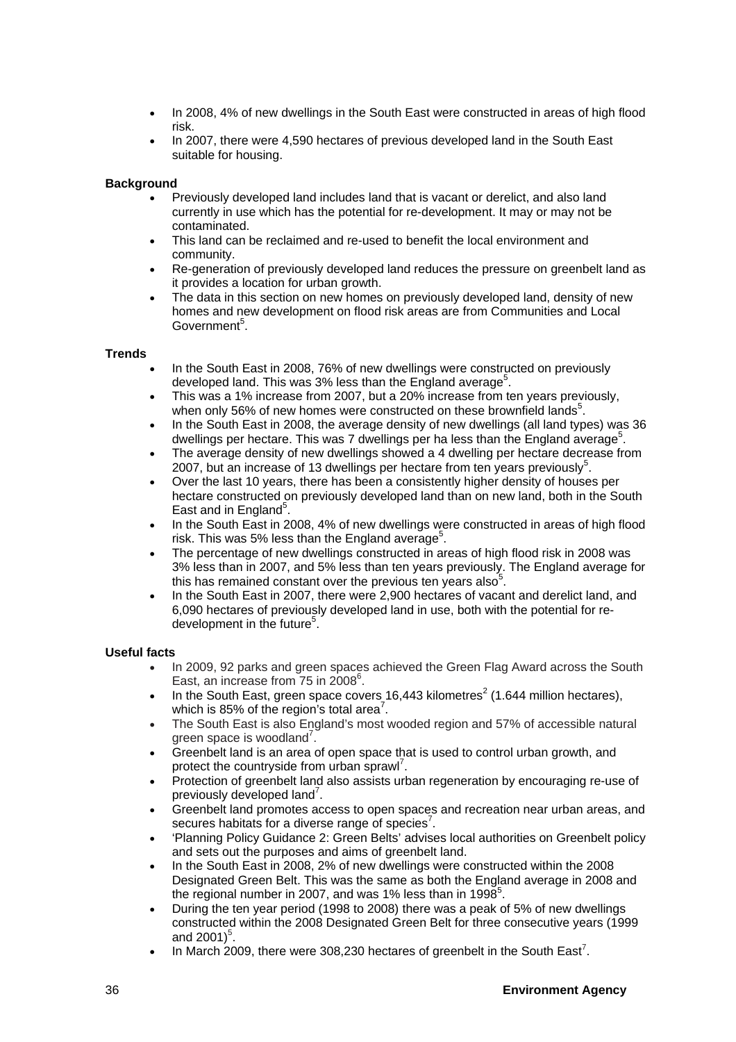- In 2008, 4% of new dwellings in the South East were constructed in areas of high flood risk.
- In 2007, there were 4,590 hectares of previous developed land in the South East suitable for housing.

**Background**

- Previously developed land includes land that is vacant or derelict, and also land currently in use which has the potential for re-development. It may or may not be contaminated.
- This land can be reclaimed and re-used to benefit the local environment and community.
- Re-generation of previously developed land reduces the pressure on greenbelt land as it provides a location for urban growth.
- The data in this section on new homes on previously developed land, density of new homes and new development on flood risk areas are from Communities and Local Government[5].

**Trends**

- In the South East in 2008, 76% of new dwellings were constructed on previously developed land. This was 3% less than the England average[5].
- This was a 1% increase from 2007, but a 20% increase from ten years previously, when only 56% of new homes were constructed on these brownfield lands[5].
- In the South East in 2008, the average density of new dwellings (all land types) was 36 dwellings per hectare. This was 7 dwellings per ha less than the England average[5].
- The average density of new dwellings showed a 4 dwelling per hectare decrease from 2007, but an increase of 13 dwellings per hectare from ten years previously[5].
- Over the last 10 years, there has been a consistently higher density of houses per hectare constructed on previously developed land than on new land, both in the South East and in England[5].
- In the South East in 2008, 4% of new dwellings were constructed in areas of high flood risk. This was 5% less than the England average[5].
- The percentage of new dwellings constructed in areas of high flood risk in 2008 was 3% less than in 2007, and 5% less than ten years previously. The England average for this has remained constant over the previous ten years also[5].
- In the South East in 2007, there were 2,900 hectares of vacant and derelict land, and 6,090 hectares of previously developed land in use, both with the potential for re-development in the future[5].

**Useful facts**

- In 2009, 92 parks and green spaces achieved the Green Flag Award across the South East, an increase from 75 in 2008[6].
- In the South East, green space covers 16,443 kilometres$^2$ (1.644 million hectares), which is 85% of the region's total area[7].
- The South East is also England's most wooded region and 57% of accessible natural green space is woodland[7].
- Greenbelt land is an area of open space that is used to control urban growth, and protect the countryside from urban sprawl[7].
- Protection of greenbelt land also assists urban regeneration by encouraging re-use of previously developed land[7].
- Greenbelt land promotes access to open spaces and recreation near urban areas, and secures habitats for a diverse range of species[7].
- 'Planning Policy Guidance 2: Green Belts' advises local authorities on Greenbelt policy and sets out the purposes and aims of greenbelt land.
- In the South East in 2008, 2% of new dwellings were constructed within the 2008 Designated Green Belt. This was the same as both the England average in 2008 and the regional number in 2007, and was 1% less than in 1998[5].
- During the ten year period (1998 to 2008) there was a peak of 5% of new dwellings constructed within the 2008 Designated Green Belt for three consecutive years (1999 and 2001)[5].
- In March 2009, there were 308,230 hectares of greenbelt in the South East[7].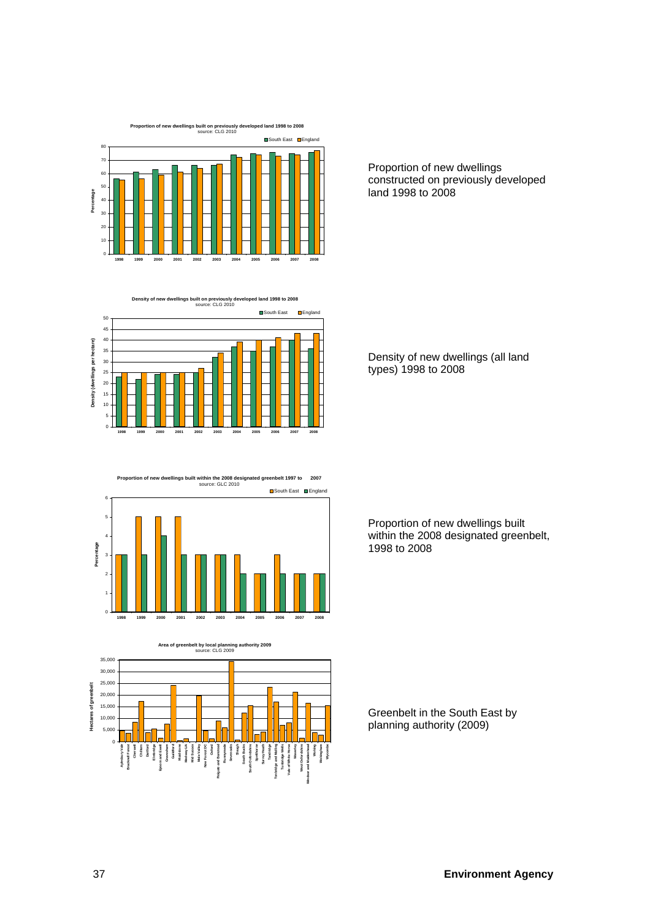**Proportion of new dwellings built on previously developed land 1998 to 2008**
source: CLG 2010

Proportion of new dwellings constructed on previously developed land 1998 to 2008

**Density of new dwellings built on previously developed land 1998 to 2008**
source: CLG 2010

Density of new dwellings (all land types) 1998 to 2008

**Proportion of new dwellings built within the 2008 designated greenbelt 1997 to 2007**
source: GLC 2010

Proportion of new dwellings built within the 2008 designated greenbelt, 1998 to 2008

**Area of greenbelt by local planning authority 2009**
source: CLG 2009

Greenbelt in the South East by planning authority (2009)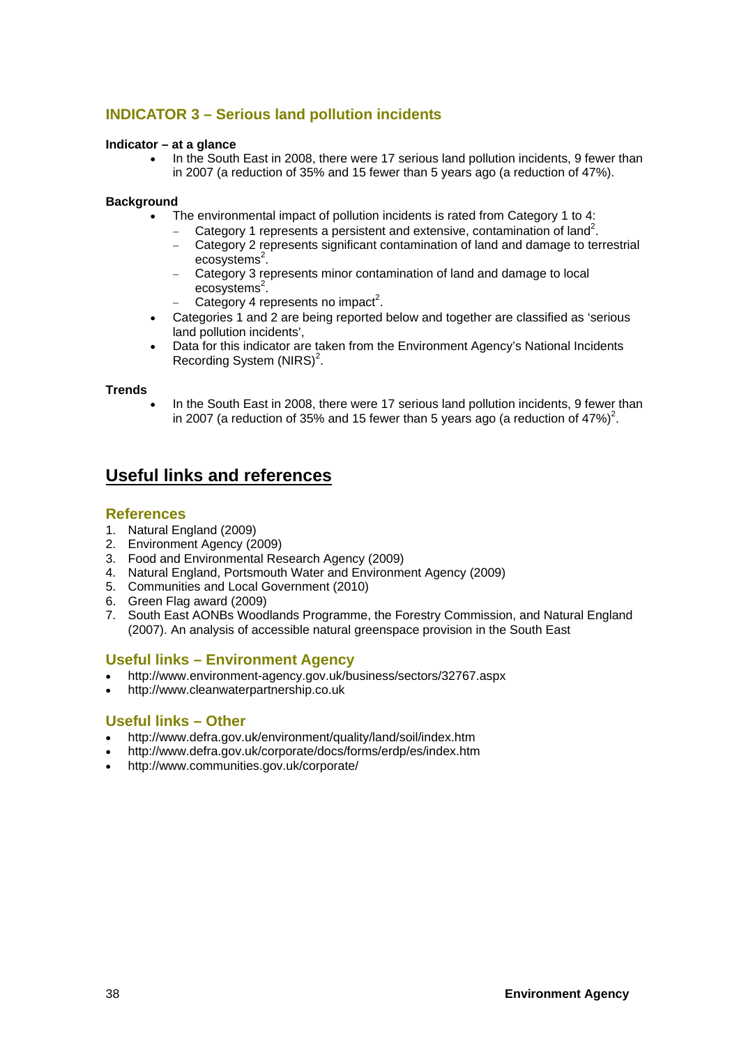## INDICATOR 3 – Serious land pollution incidents

**Indicator – at a glance**

- In the South East in 2008, there were 17 serious land pollution incidents, 9 fewer than in 2007 (a reduction of 35% and 15 fewer than 5 years ago (a reduction of 47%).

**Background**

- The environmental impact of pollution incidents is rated from Category 1 to 4:
  - Category 1 represents a persistent and extensive, contamination of land[2].
  - Category 2 represents significant contamination of land and damage to terrestrial ecosystems[2].
  - Category 3 represents minor contamination of land and damage to local ecosystems[2].
  - Category 4 represents no impact[2].
- Categories 1 and 2 are being reported below and together are classified as 'serious land pollution incidents',
- Data for this indicator are taken from the Environment Agency's National Incidents Recording System (NIRS)[2].

**Trends**

- In the South East in 2008, there were 17 serious land pollution incidents, 9 fewer than in 2007 (a reduction of 35% and 15 fewer than 5 years ago (a reduction of 47%)[2].

# Useful links and references

## References

1. Natural England (2009)
2. Environment Agency (2009)
3. Food and Environmental Research Agency (2009)
4. Natural England, Portsmouth Water and Environment Agency (2009)
5. Communities and Local Government (2010)
6. Green Flag award (2009)
7. South East AONBs Woodlands Programme, the Forestry Commission, and Natural England (2007). An analysis of accessible natural greenspace provision in the South East

## Useful links – Environment Agency

- http://www.environment-agency.gov.uk/business/sectors/32767.aspx
- http://www.cleanwaterpartnership.co.uk

## Useful links – Other

- http://www.defra.gov.uk/environment/quality/land/soil/index.htm
- http://www.defra.gov.uk/corporate/docs/forms/erdp/es/index.htm
- http://www.communities.gov.uk/corporate/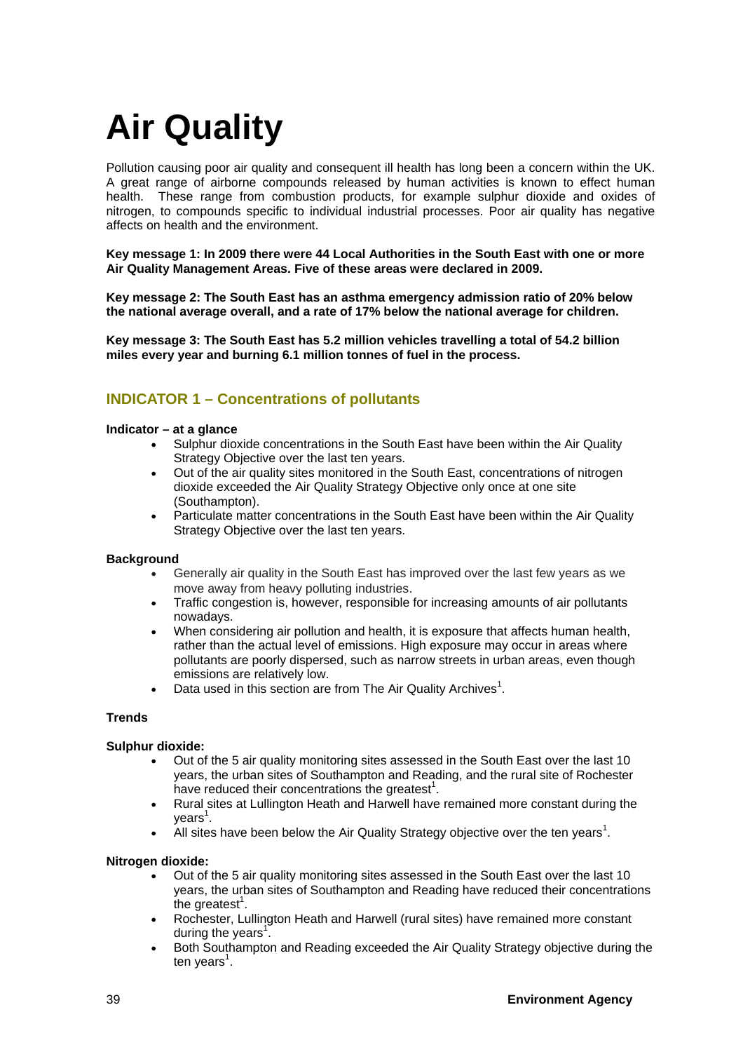# Air Quality

Pollution causing poor air quality and consequent ill health has long been a concern within the UK. A great range of airborne compounds released by human activities is known to effect human health. These range from combustion products, for example sulphur dioxide and oxides of nitrogen, to compounds specific to individual industrial processes. Poor air quality has negative affects on health and the environment.

**Key message 1: In 2009 there were 44 Local Authorities in the South East with one or more Air Quality Management Areas. Five of these areas were declared in 2009.**

**Key message 2: The South East has an asthma emergency admission ratio of 20% below the national average overall, and a rate of 17% below the national average for children.**

**Key message 3: The South East has 5.2 million vehicles travelling a total of 54.2 billion miles every year and burning 6.1 million tonnes of fuel in the process.**

## INDICATOR 1 – Concentrations of pollutants

**Indicator – at a glance**

- Sulphur dioxide concentrations in the South East have been within the Air Quality Strategy Objective over the last ten years.
- Out of the air quality sites monitored in the South East, concentrations of nitrogen dioxide exceeded the Air Quality Strategy Objective only once at one site (Southampton).
- Particulate matter concentrations in the South East have been within the Air Quality Strategy Objective over the last ten years.

**Background**

- Generally air quality in the South East has improved over the last few years as we move away from heavy polluting industries.
- Traffic congestion is, however, responsible for increasing amounts of air pollutants nowadays.
- When considering air pollution and health, it is exposure that affects human health, rather than the actual level of emissions. High exposure may occur in areas where pollutants are poorly dispersed, such as narrow streets in urban areas, even though emissions are relatively low.
- Data used in this section are from The Air Quality Archives[1].

**Trends**

**Sulphur dioxide:**

- Out of the 5 air quality monitoring sites assessed in the South East over the last 10 years, the urban sites of Southampton and Reading, and the rural site of Rochester have reduced their concentrations the greatest[1].
- Rural sites at Lullington Heath and Harwell have remained more constant during the years[1].
- All sites have been below the Air Quality Strategy objective over the ten years[1].

**Nitrogen dioxide:**

- Out of the 5 air quality monitoring sites assessed in the South East over the last 10 years, the urban sites of Southampton and Reading have reduced their concentrations the greatest[1].
- Rochester, Lullington Heath and Harwell (rural sites) have remained more constant during the years[1].
- Both Southampton and Reading exceeded the Air Quality Strategy objective during the ten years[1].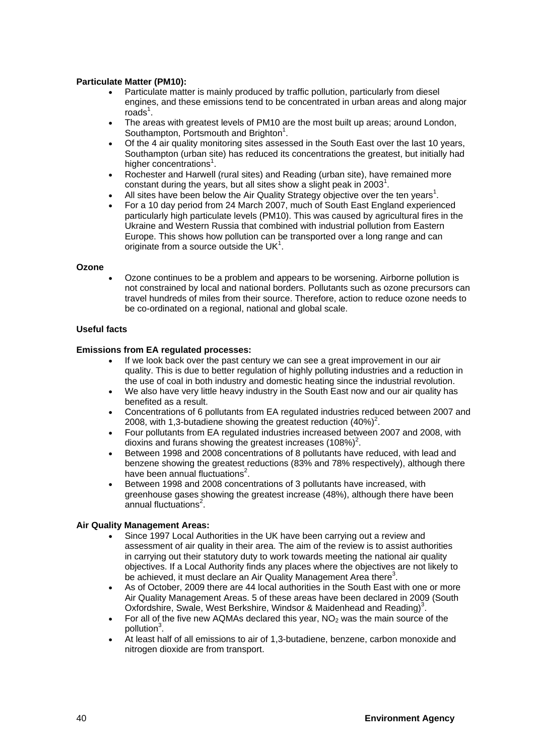**Particulate Matter (PM10):**

- Particulate matter is mainly produced by traffic pollution, particularly from diesel engines, and these emissions tend to be concentrated in urban areas and along major roads[1].
- The areas with greatest levels of PM10 are the most built up areas; around London, Southampton, Portsmouth and Brighton[1].
- Of the 4 air quality monitoring sites assessed in the South East over the last 10 years, Southampton (urban site) has reduced its concentrations the greatest, but initially had higher concentrations[1].
- Rochester and Harwell (rural sites) and Reading (urban site), have remained more constant during the years, but all sites show a slight peak in 2003[1].
- All sites have been below the Air Quality Strategy objective over the ten years[1].
- For a 10 day period from 24 March 2007, much of South East England experienced particularly high particulate levels (PM10). This was caused by agricultural fires in the Ukraine and Western Russia that combined with industrial pollution from Eastern Europe. This shows how pollution can be transported over a long range and can originate from a source outside the UK[1].

**Ozone**

- Ozone continues to be a problem and appears to be worsening. Airborne pollution is not constrained by local and national borders. Pollutants such as ozone precursors can travel hundreds of miles from their source. Therefore, action to reduce ozone needs to be co-ordinated on a regional, national and global scale.

**Useful facts**

**Emissions from EA regulated processes:**

- If we look back over the past century we can see a great improvement in our air quality. This is due to better regulation of highly polluting industries and a reduction in the use of coal in both industry and domestic heating since the industrial revolution.
- We also have very little heavy industry in the South East now and our air quality has benefited as a result.
- Concentrations of 6 pollutants from EA regulated industries reduced between 2007 and 2008, with 1,3-butadiene showing the greatest reduction (40%)[2].
- Four pollutants from EA regulated industries increased between 2007 and 2008, with dioxins and furans showing the greatest increases (108%)[2].
- Between 1998 and 2008 concentrations of 8 pollutants have reduced, with lead and benzene showing the greatest reductions (83% and 78% respectively), although there have been annual fluctuations[2].
- Between 1998 and 2008 concentrations of 3 pollutants have increased, with greenhouse gases showing the greatest increase (48%), although there have been annual fluctuations[2].

**Air Quality Management Areas:**

- Since 1997 Local Authorities in the UK have been carrying out a review and assessment of air quality in their area. The aim of the review is to assist authorities in carrying out their statutory duty to work towards meeting the national air quality objectives. If a Local Authority finds any places where the objectives are not likely to be achieved, it must declare an Air Quality Management Area there[3].
- As of October, 2009 there are 44 local authorities in the South East with one or more Air Quality Management Areas. 5 of these areas have been declared in 2009 (South Oxfordshire, Swale, West Berkshire, Windsor & Maidenhead and Reading)[3].
- For all of the five new AQMAs declared this year, $NO_2$ was the main source of the pollution[3].
- At least half of all emissions to air of 1,3-butadiene, benzene, carbon monoxide and nitrogen dioxide are from transport.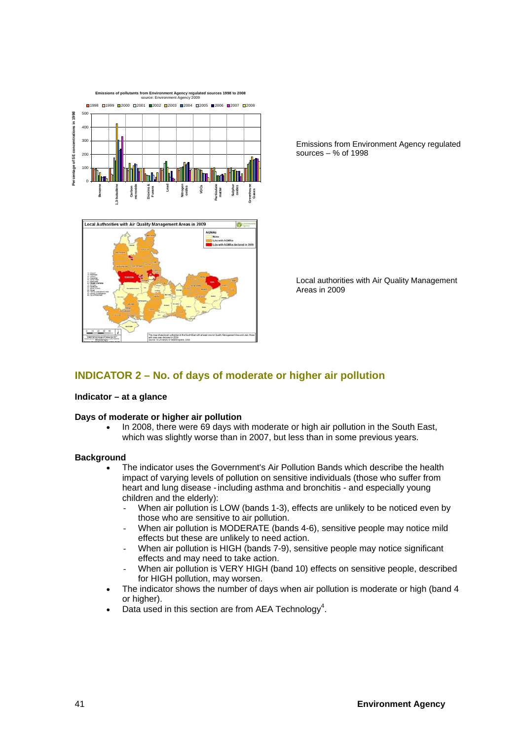Emissions from Environment Agency regulated sources – % of 1998

Local authorities with Air Quality Management Areas in 2009

## INDICATOR 2 – No. of days of moderate or higher air pollution

### Indicator – at a glance

### Days of moderate or higher air pollution

- In 2008, there were 69 days with moderate or high air pollution in the South East, which was slightly worse than in 2007, but less than in some previous years.

### Background

- The indicator uses the Government's Air Pollution Bands which describe the health impact of varying levels of pollution on sensitive individuals (those who suffer from heart and lung disease - including asthma and bronchitis - and especially young children and the elderly):
  - When air pollution is LOW (bands 1-3), effects are unlikely to be noticed even by those who are sensitive to air pollution.
  - When air pollution is MODERATE (bands 4-6), sensitive people may notice mild effects but these are unlikely to need action.
  - When air pollution is HIGH (bands 7-9), sensitive people may notice significant effects and may need to take action.
  - When air pollution is VERY HIGH (band 10) effects on sensitive people, described for HIGH pollution, may worsen.
- The indicator shows the number of days when air pollution is moderate or high (band 4 or higher).
- Data used in this section are from AEA Technology[4].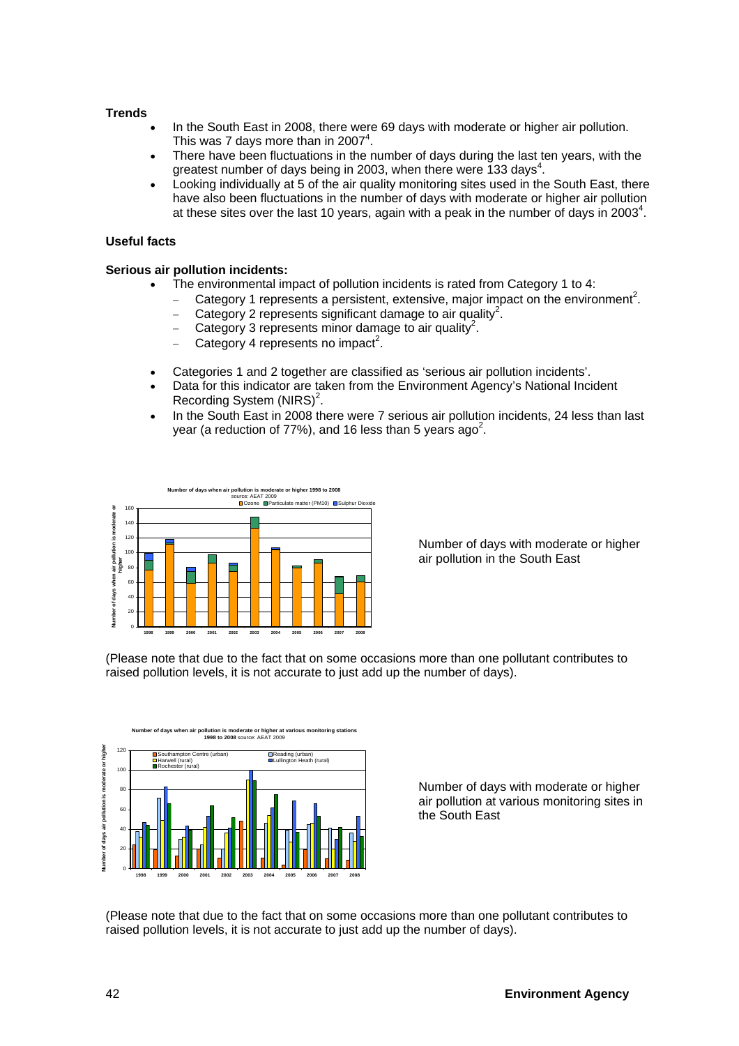**Trends**

- In the South East in 2008, there were 69 days with moderate or higher air pollution. This was 7 days more than in 2007[4].
- There have been fluctuations in the number of days during the last ten years, with the greatest number of days being in 2003, when there were 133 days[4].
- Looking individually at 5 of the air quality monitoring sites used in the South East, there have also been fluctuations in the number of days with moderate or higher air pollution at these sites over the last 10 years, again with a peak in the number of days in 2003[4].

**Useful facts**

**Serious air pollution incidents:**

- The environmental impact of pollution incidents is rated from Category 1 to 4:
  - Category 1 represents a persistent, extensive, major impact on the environment[2].
  - Category 2 represents significant damage to air quality[2].
  - Category 3 represents minor damage to air quality[2].
  - Category 4 represents no impact[2].
- Categories 1 and 2 together are classified as 'serious air pollution incidents'.
- Data for this indicator are taken from the Environment Agency's National Incident Recording System (NIRS)[2].
- In the South East in 2008 there were 7 serious air pollution incidents, 24 less than last year (a reduction of 77%), and 16 less than 5 years ago[2].

Number of days with moderate or higher air pollution in the South East

(Please note that due to the fact that on some occasions more than one pollutant contributes to raised pollution levels, it is not accurate to just add up the number of days).

Number of days with moderate or higher air pollution at various monitoring sites in the South East

(Please note that due to the fact that on some occasions more than one pollutant contributes to raised pollution levels, it is not accurate to just add up the number of days).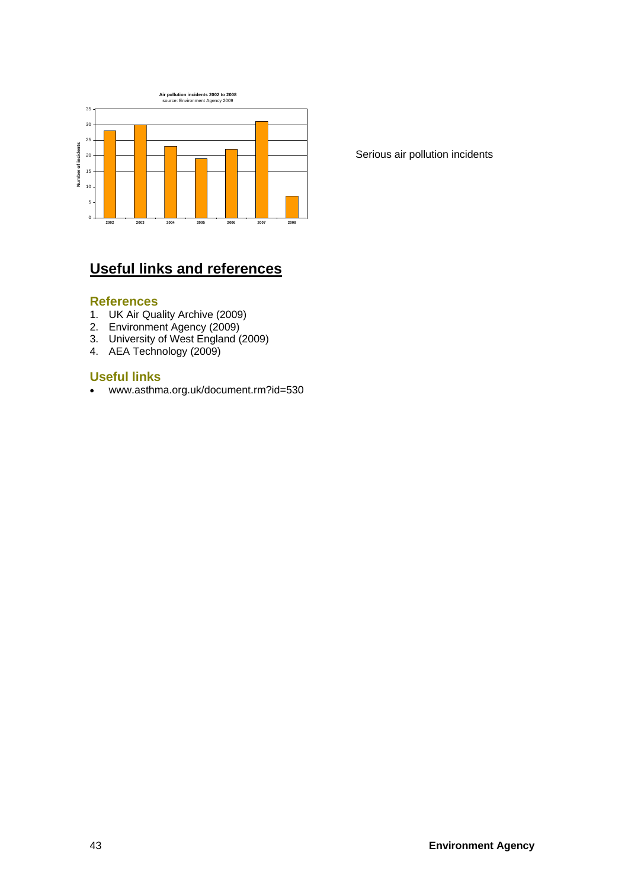Air pollution incidents 2002 to 2008
source: Environment Agency 2009

| Year | Number of incidents |
|---|---|
| 2002 | 28 |
| 2003 | 30 |
| 2004 | 23 |
| 2005 | 19 |
| 2006 | 22 |
| 2007 | 31 |
| 2008 | 7 |

Serious air pollution incidents

# Useful links and references

## References

1. UK Air Quality Archive (2009)
2. Environment Agency (2009)
3. University of West England (2009)
4. AEA Technology (2009)

## Useful links

- www.asthma.org.uk/document.rm?id=530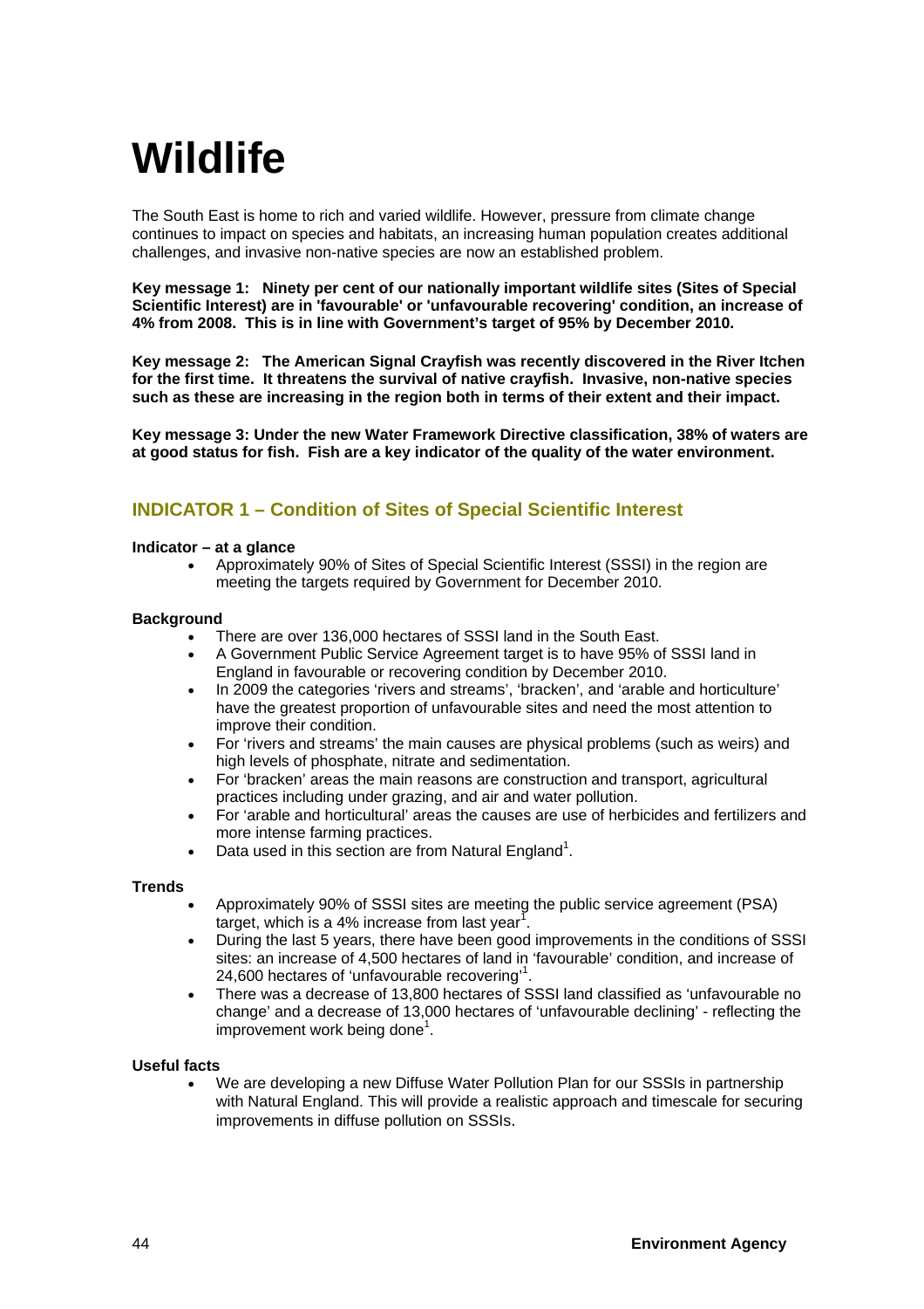# Wildlife

The South East is home to rich and varied wildlife. However, pressure from climate change continues to impact on species and habitats, an increasing human population creates additional challenges, and invasive non-native species are now an established problem.

**Key message 1: Ninety per cent of our nationally important wildlife sites (Sites of Special Scientific Interest) are in 'favourable' or 'unfavourable recovering' condition, an increase of 4% from 2008. This is in line with Government's target of 95% by December 2010.**

**Key message 2: The American Signal Crayfish was recently discovered in the River Itchen for the first time. It threatens the survival of native crayfish. Invasive, non-native species such as these are increasing in the region both in terms of their extent and their impact.**

**Key message 3: Under the new Water Framework Directive classification, 38% of waters are at good status for fish. Fish are a key indicator of the quality of the water environment.**

## INDICATOR 1 – Condition of Sites of Special Scientific Interest

**Indicator – at a glance**

- Approximately 90% of Sites of Special Scientific Interest (SSSI) in the region are meeting the targets required by Government for December 2010.

**Background**

- There are over 136,000 hectares of SSSI land in the South East.
- A Government Public Service Agreement target is to have 95% of SSSI land in England in favourable or recovering condition by December 2010.
- In 2009 the categories 'rivers and streams', 'bracken', and 'arable and horticulture' have the greatest proportion of unfavourable sites and need the most attention to improve their condition.
- For 'rivers and streams' the main causes are physical problems (such as weirs) and high levels of phosphate, nitrate and sedimentation.
- For 'bracken' areas the main reasons are construction and transport, agricultural practices including under grazing, and air and water pollution.
- For 'arable and horticultural' areas the causes are use of herbicides and fertilizers and more intense farming practices.
- Data used in this section are from Natural England[1].

**Trends**

- Approximately 90% of SSSI sites are meeting the public service agreement (PSA) target, which is a 4% increase from last year[1].
- During the last 5 years, there have been good improvements in the conditions of SSSI sites: an increase of 4,500 hectares of land in 'favourable' condition, and increase of 24,600 hectares of 'unfavourable recovering'[1].
- There was a decrease of 13,800 hectares of SSSI land classified as 'unfavourable no change' and a decrease of 13,000 hectares of 'unfavourable declining' - reflecting the improvement work being done[1].

**Useful facts**

- We are developing a new Diffuse Water Pollution Plan for our SSSIs in partnership with Natural England. This will provide a realistic approach and timescale for securing improvements in diffuse pollution on SSSIs.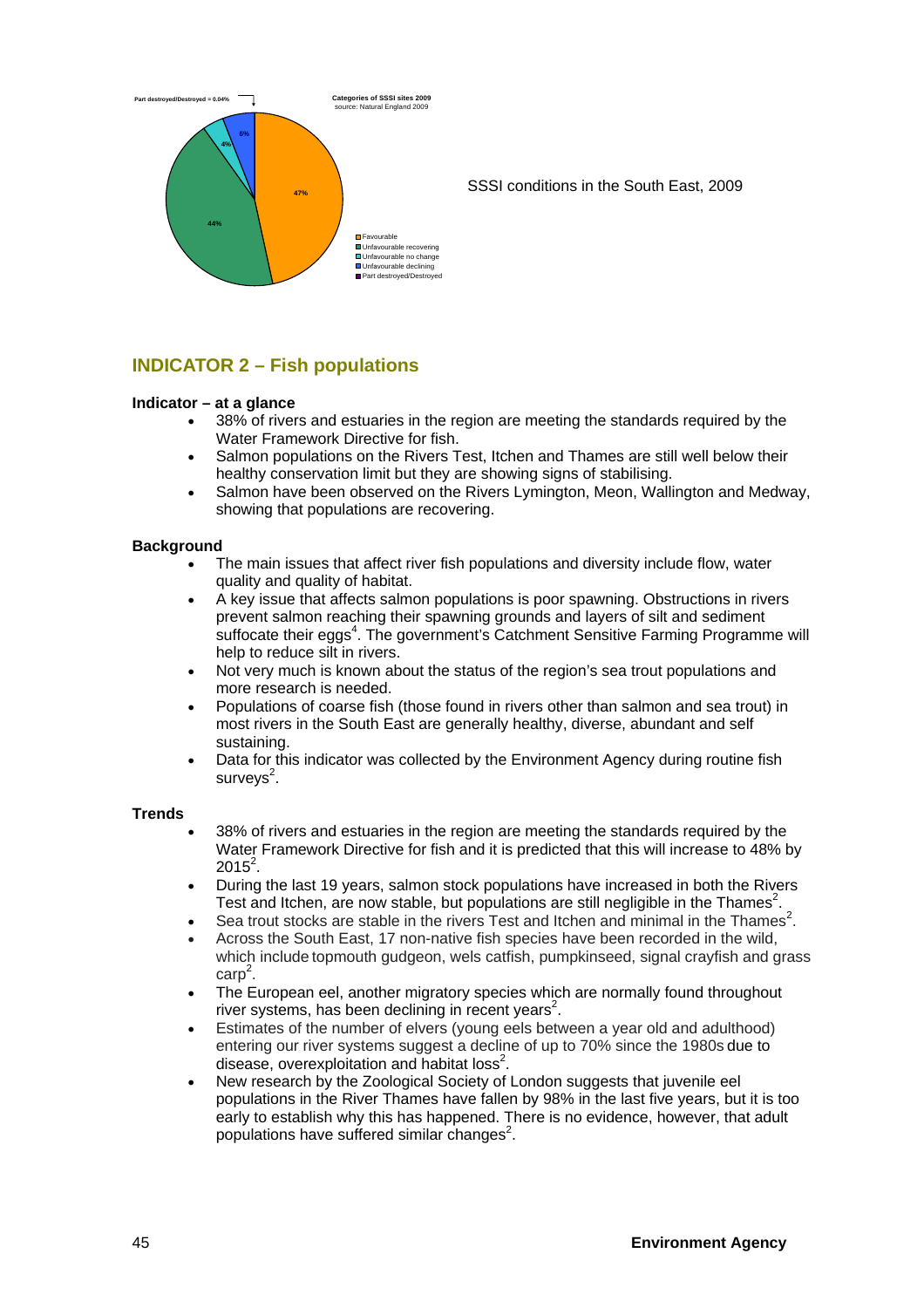Part destroyed/Destroyed = 0.04%

Categories of SSSI sites 2009
source: Natural England 2009

47%
44%
4%
6%

Favourable
Unfavourable recovering
Unfavourable no change
Unfavourable declining
Part destroyed/Destroyed

SSSI conditions in the South East, 2009

## INDICATOR 2 – Fish populations

**Indicator – at a glance**

- 38% of rivers and estuaries in the region are meeting the standards required by the Water Framework Directive for fish.
- Salmon populations on the Rivers Test, Itchen and Thames are still well below their healthy conservation limit but they are showing signs of stabilising.
- Salmon have been observed on the Rivers Lymington, Meon, Wallington and Medway, showing that populations are recovering.

**Background**

- The main issues that affect river fish populations and diversity include flow, water quality and quality of habitat.
- A key issue that affects salmon populations is poor spawning. Obstructions in rivers prevent salmon reaching their spawning grounds and layers of silt and sediment suffocate their eggs[4]. The government's Catchment Sensitive Farming Programme will help to reduce silt in rivers.
- Not very much is known about the status of the region's sea trout populations and more research is needed.
- Populations of coarse fish (those found in rivers other than salmon and sea trout) in most rivers in the South East are generally healthy, diverse, abundant and self sustaining.
- Data for this indicator was collected by the Environment Agency during routine fish surveys[2].

**Trends**

- 38% of rivers and estuaries in the region are meeting the standards required by the Water Framework Directive for fish and it is predicted that this will increase to 48% by 2015[2].
- During the last 19 years, salmon stock populations have increased in both the Rivers Test and Itchen, are now stable, but populations are still negligible in the Thames[2].
- Sea trout stocks are stable in the rivers Test and Itchen and minimal in the Thames[2].
- Across the South East, 17 non-native fish species have been recorded in the wild, which include topmouth gudgeon, wels catfish, pumpkinseed, signal crayfish and grass carp[2].
- The European eel, another migratory species which are normally found throughout river systems, has been declining in recent years[2].
- Estimates of the number of elvers (young eels between a year old and adulthood) entering our river systems suggest a decline of up to 70% since the 1980s due to disease, overexploitation and habitat loss[2].
- New research by the Zoological Society of London suggests that juvenile eel populations in the River Thames have fallen by 98% in the last five years, but it is too early to establish why this has happened. There is no evidence, however, that adult populations have suffered similar changes[2].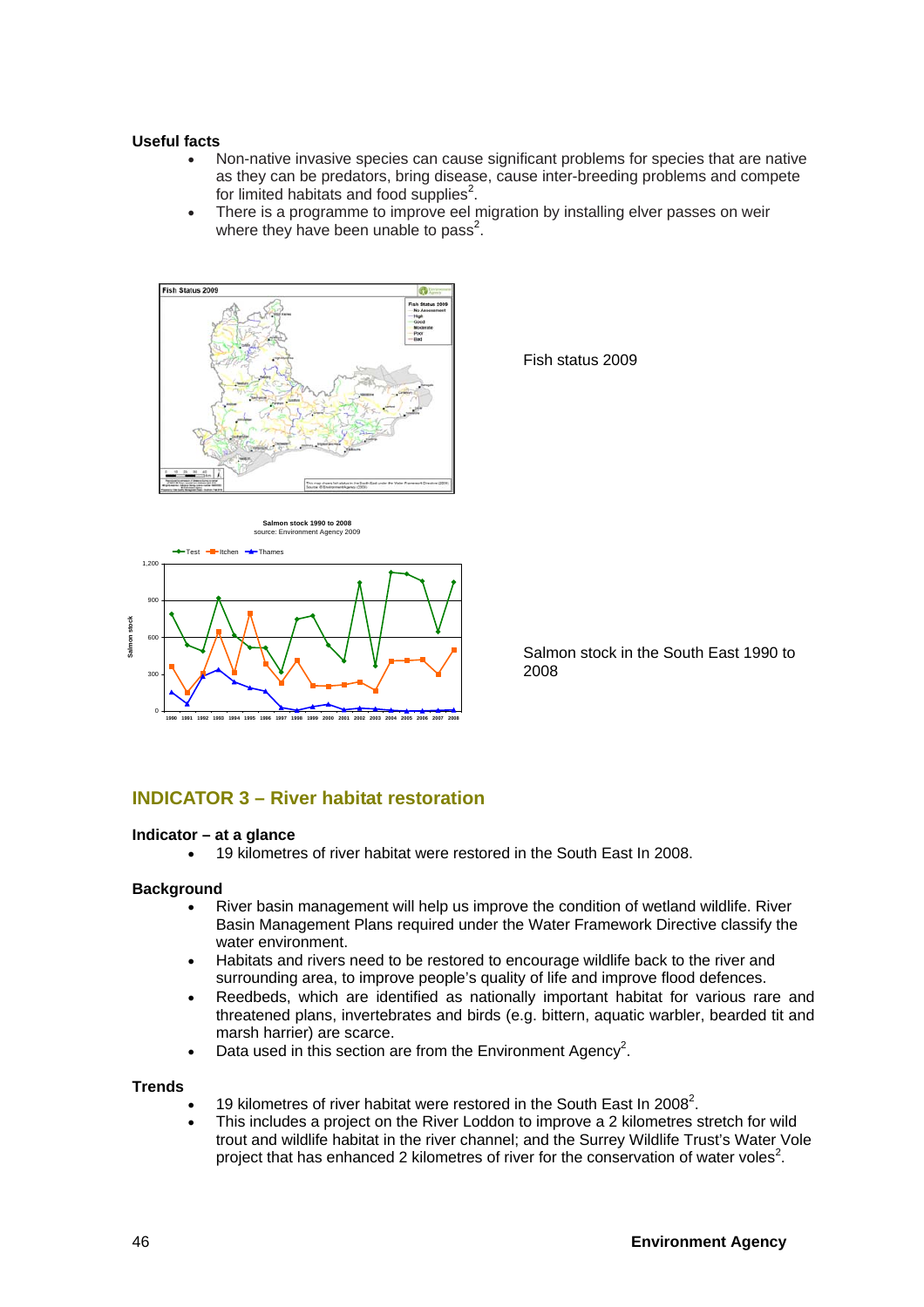**Useful facts**

- Non-native invasive species can cause significant problems for species that are native as they can be predators, bring disease, cause inter-breeding problems and compete for limited habitats and food supplies[2].
- There is a programme to improve eel migration by installing elver passes on weir where they have been unable to pass[2].

Fish status 2009

Salmon stock in the South East 1990 to 2008

## INDICATOR 3 – River habitat restoration

**Indicator – at a glance**

- 19 kilometres of river habitat were restored in the South East In 2008.

**Background**

- River basin management will help us improve the condition of wetland wildlife. River Basin Management Plans required under the Water Framework Directive classify the water environment.
- Habitats and rivers need to be restored to encourage wildlife back to the river and surrounding area, to improve people's quality of life and improve flood defences.
- Reedbeds, which are identified as nationally important habitat for various rare and threatened plans, invertebrates and birds (e.g. bittern, aquatic warbler, bearded tit and marsh harrier) are scarce.
- Data used in this section are from the Environment Agency[2].

**Trends**

- 19 kilometres of river habitat were restored in the South East In 2008[2].
- This includes a project on the River Loddon to improve a 2 kilometres stretch for wild trout and wildlife habitat in the river channel; and the Surrey Wildlife Trust's Water Vole project that has enhanced 2 kilometres of river for the conservation of water voles[2].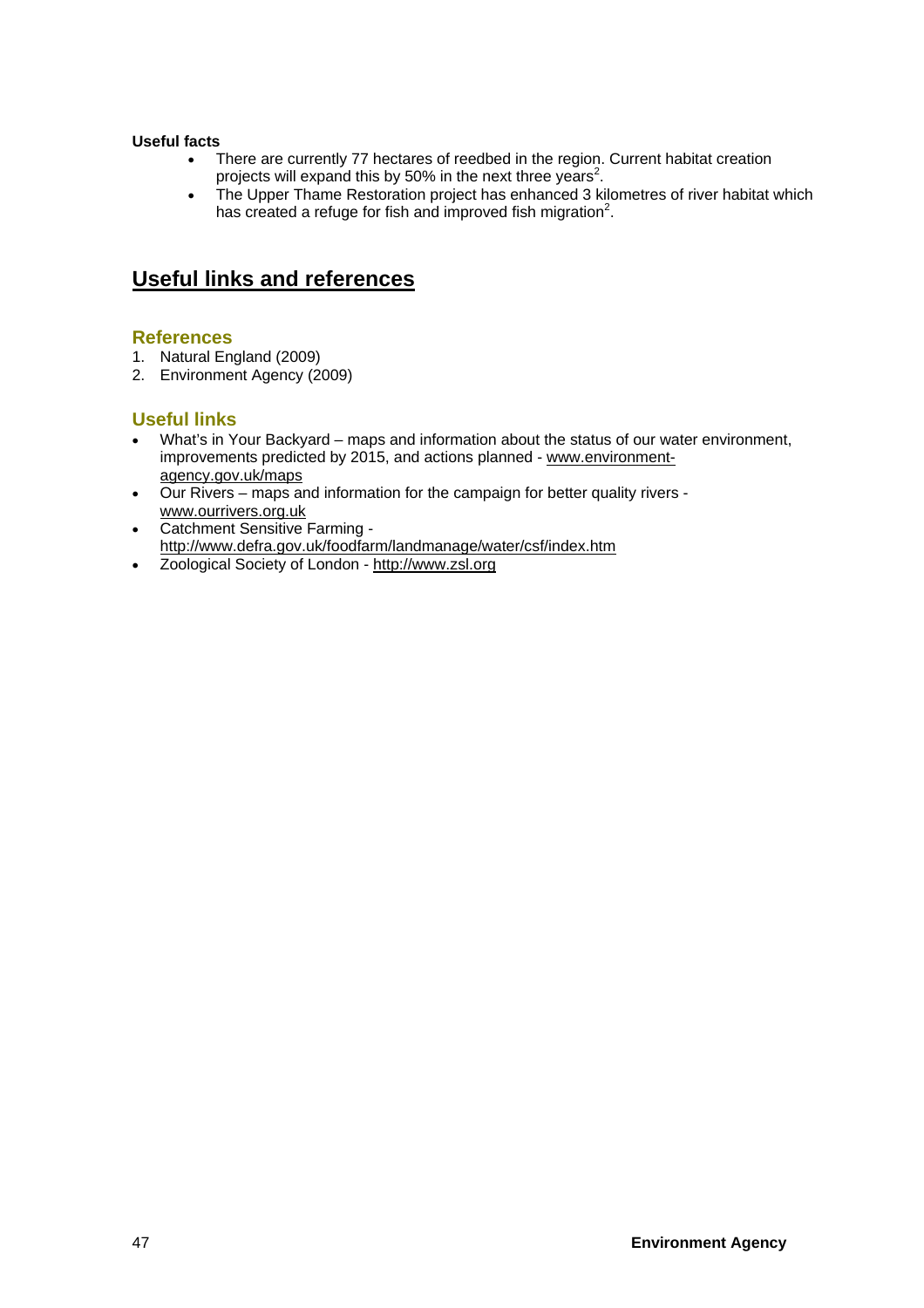**Useful facts**

- There are currently 77 hectares of reedbed in the region. Current habitat creation projects will expand this by 50% in the next three years[2].
- The Upper Thame Restoration project has enhanced 3 kilometres of river habitat which has created a refuge for fish and improved fish migration[2].

## Useful links and references

### References

1. Natural England (2009)
2. Environment Agency (2009)

### Useful links

- What's in Your Backyard – maps and information about the status of our water environment, improvements predicted by 2015, and actions planned - www.environment-agency.gov.uk/maps
- Our Rivers – maps and information for the campaign for better quality rivers - www.ourrivers.org.uk
- Catchment Sensitive Farming - http://www.defra.gov.uk/foodfarm/landmanage/water/csf/index.htm
- Zoological Society of London - http://www.zsl.org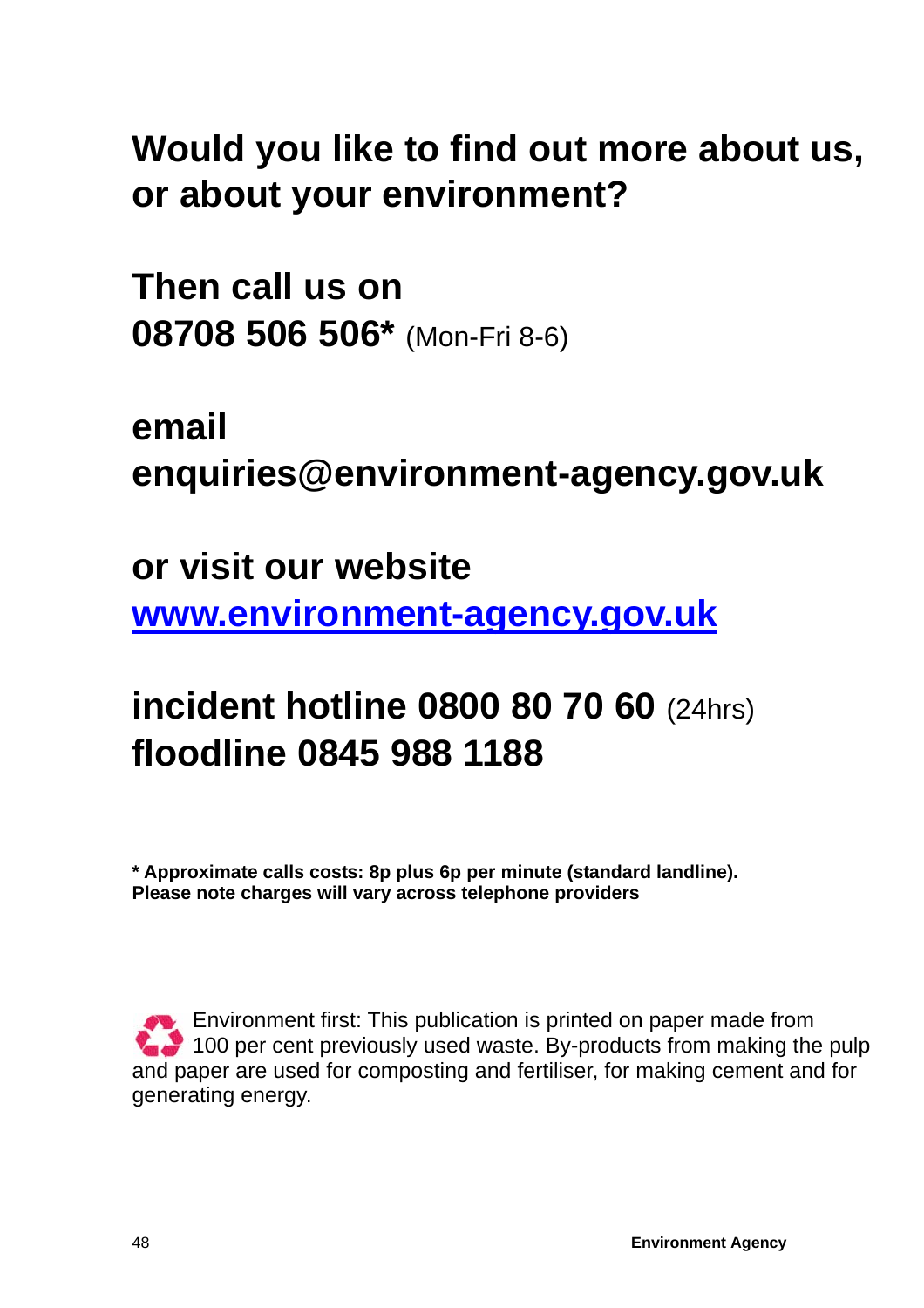**Would you like to find out more about us, or about your environment?**

**Then call us on**
**08708 506 506*** (Mon-Fri 8-6)

**email**
**enquiries@environment-agency.gov.uk**

**or visit our website**
**[www.environment-agency.gov.uk](http://www.environment-agency.gov.uk)**

**incident hotline 0800 80 70 60** (24hrs)
**floodline 0845 988 1188**

*** Approximate calls costs: 8p plus 6p per minute (standard landline).**
**Please note charges will vary across telephone providers**

Environment first: This publication is printed on paper made from 100 per cent previously used waste. By-products from making the pulp and paper are used for composting and fertiliser, for making cement and for generating energy.